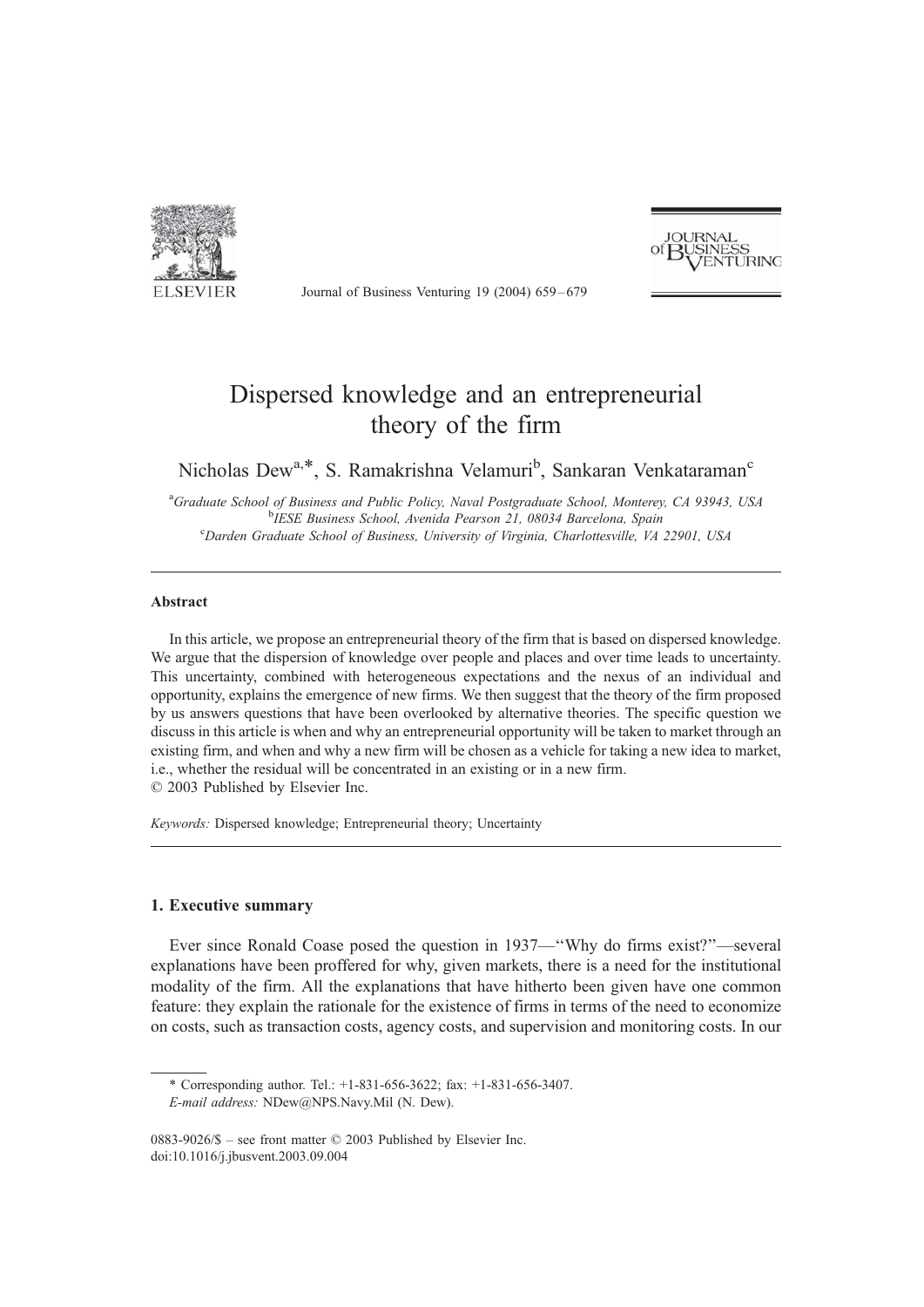# Dispersed knowledge and an entrepreneurial theory of the firm

Nicholas Dew[a,*], S. Ramakrishna Velamuri[b], Sankaran Venkataraman[c]

[a] *Graduate School of Business and Public Policy, Naval Postgraduate School, Monterey, CA 93943, USA*
[b] *IESE Business School, Avenida Pearson 21, 08034 Barcelona, Spain*
[c] *Darden Graduate School of Business, University of Virginia, Charlottesville, VA 22901, USA*

---

### Abstract

In this article, we propose an entrepreneurial theory of the firm that is based on dispersed knowledge. We argue that the dispersion of knowledge over people and places and over time leads to uncertainty. This uncertainty, combined with heterogeneous expectations and the nexus of an individual and opportunity, explains the emergence of new firms. We then suggest that the theory of the firm proposed by us answers questions that have been overlooked by alternative theories. The specific question we discuss in this article is when and why an entrepreneurial opportunity will be taken to market through an existing firm, and when and why a new firm will be chosen as a vehicle for taking a new idea to market, i.e., whether the residual will be concentrated in an existing or in a new firm.
© 2003 Published by Elsevier Inc.

*Keywords:* Dispersed knowledge; Entrepreneurial theory; Uncertainty

---

## 1. Executive summary

Ever since Ronald Coase posed the question in 1937—"Why do firms exist?"—several explanations have been proffered for why, given markets, there is a need for the institutional modality of the firm. All the explanations that have hitherto been given have one common feature: they explain the rationale for the existence of firms in terms of the need to economize on costs, such as transaction costs, agency costs, and supervision and monitoring costs. In our

---

\* Corresponding author. Tel.: +1-831-656-3622; fax: +1-831-656-3407.
*E-mail address:* NDew@NPS.Navy.Mil (N. Dew).

0883-9026/$ – see front matter © 2003 Published by Elsevier Inc.
doi:10.1016/j.jbusvent.2003.09.004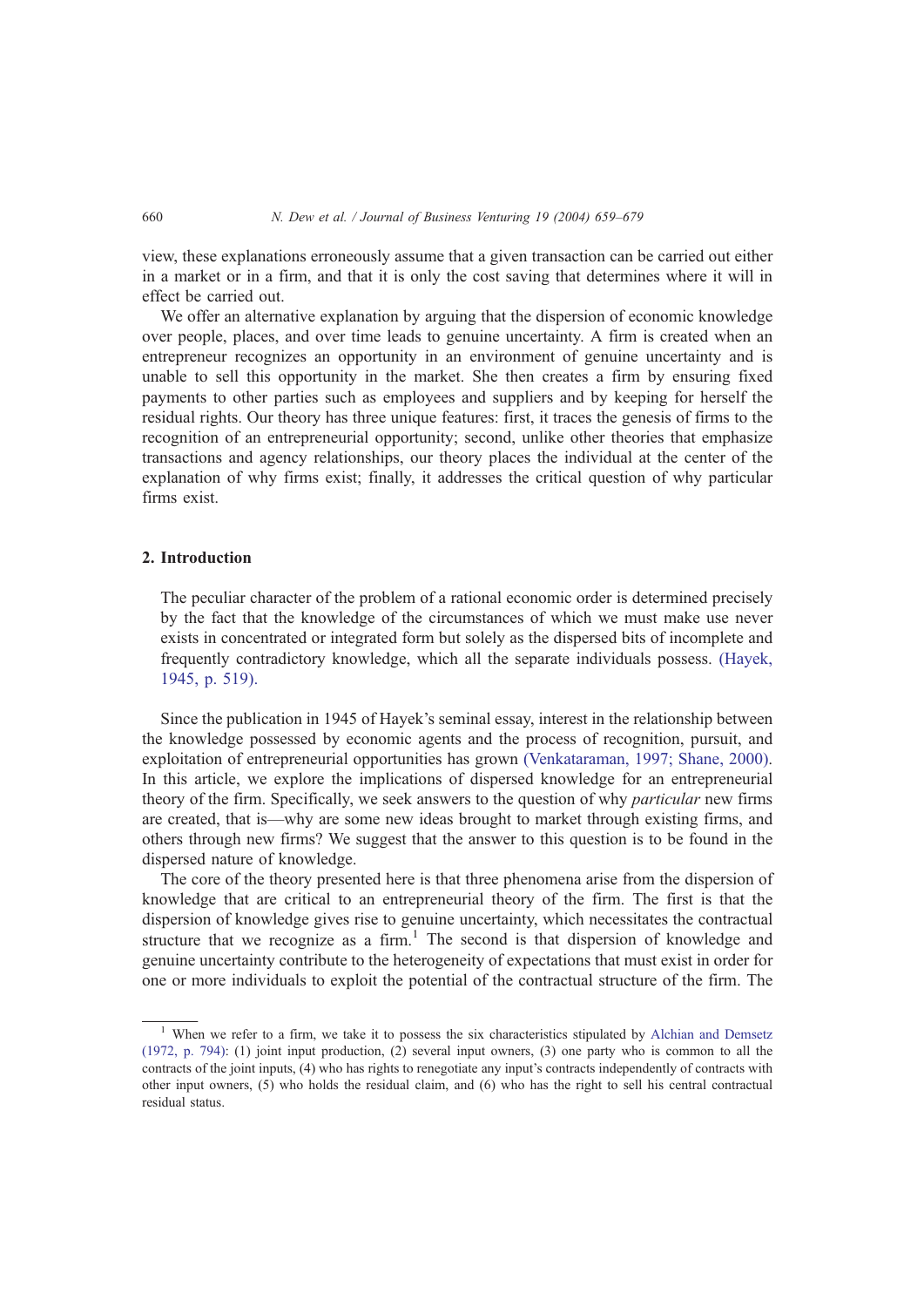view, these explanations erroneously assume that a given transaction can be carried out either in a market or in a firm, and that it is only the cost saving that determines where it will in effect be carried out.

We offer an alternative explanation by arguing that the dispersion of economic knowledge over people, places, and over time leads to genuine uncertainty. A firm is created when an entrepreneur recognizes an opportunity in an environment of genuine uncertainty and is unable to sell this opportunity in the market. She then creates a firm by ensuring fixed payments to other parties such as employees and suppliers and by keeping for herself the residual rights. Our theory has three unique features: first, it traces the genesis of firms to the recognition of an entrepreneurial opportunity; second, unlike other theories that emphasize transactions and agency relationships, our theory places the individual at the center of the explanation of why firms exist; finally, it addresses the critical question of why particular firms exist.

## 2. Introduction

> The peculiar character of the problem of a rational economic order is determined precisely by the fact that the knowledge of the circumstances of which we must make use never exists in concentrated or integrated form but solely as the dispersed bits of incomplete and frequently contradictory knowledge, which all the separate individuals possess. (Hayek, 1945, p. 519).

Since the publication in 1945 of Hayek's seminal essay, interest in the relationship between the knowledge possessed by economic agents and the process of recognition, pursuit, and exploitation of entrepreneurial opportunities has grown (Venkataraman, 1997; Shane, 2000). In this article, we explore the implications of dispersed knowledge for an entrepreneurial theory of the firm. Specifically, we seek answers to the question of why *particular* new firms are created, that is—why are some new ideas brought to market through existing firms, and others through new firms? We suggest that the answer to this question is to be found in the dispersed nature of knowledge.

The core of the theory presented here is that three phenomena arise from the dispersion of knowledge that are critical to an entrepreneurial theory of the firm. The first is that the dispersion of knowledge gives rise to genuine uncertainty, which necessitates the contractual structure that we recognize as a firm.[1] The second is that dispersion of knowledge and genuine uncertainty contribute to the heterogeneity of expectations that must exist in order for one or more individuals to exploit the potential of the contractual structure of the firm. The

[1] When we refer to a firm, we take it to possess the six characteristics stipulated by Alchian and Demsetz (1972, p. 794): (1) joint input production, (2) several input owners, (3) one party who is common to all the contracts of the joint inputs, (4) who has rights to renegotiate any input's contracts independently of contracts with other input owners, (5) who holds the residual claim, and (6) who has the right to sell his central contractual residual status.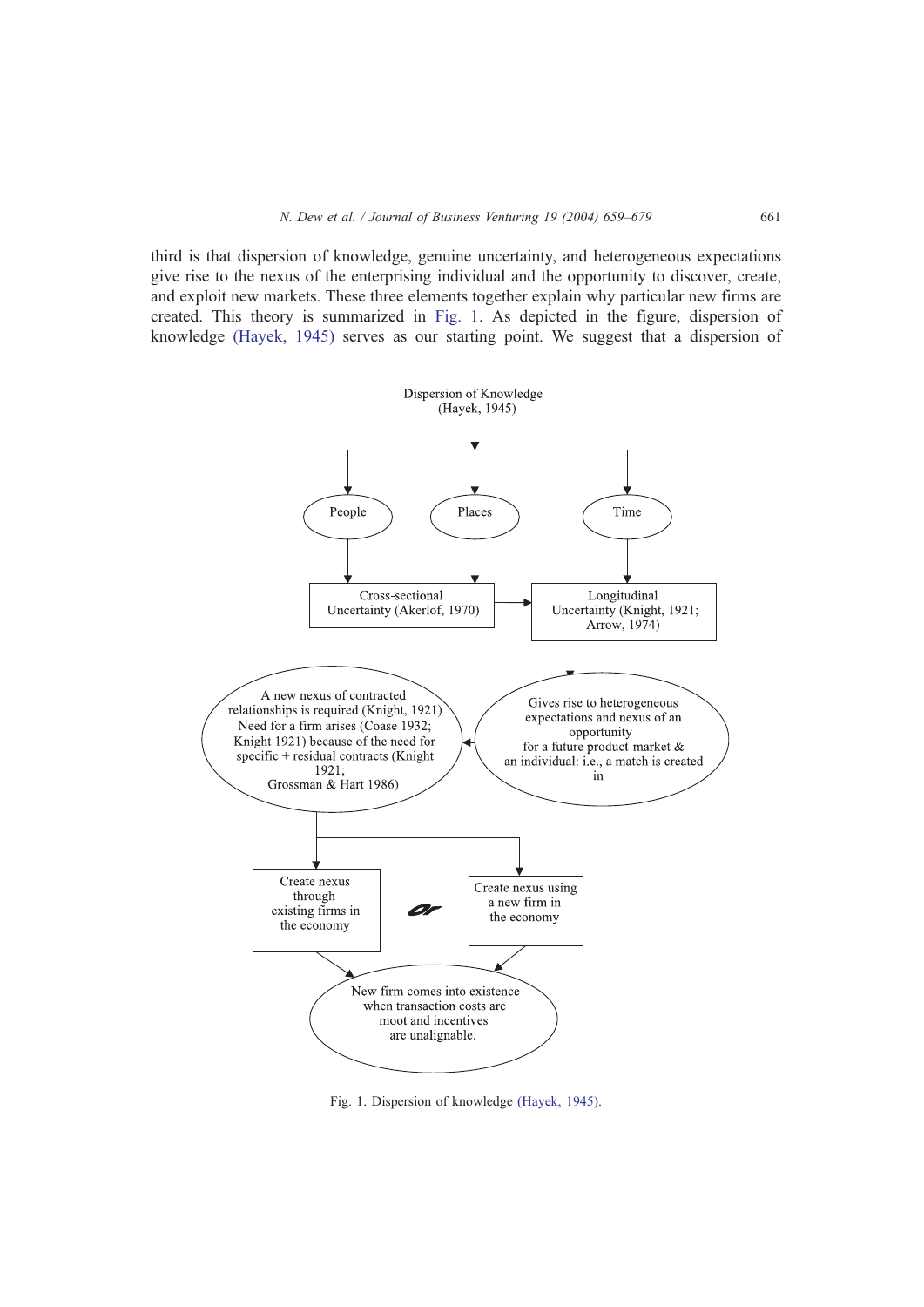third is that dispersion of knowledge, genuine uncertainty, and heterogeneous expectations give rise to the nexus of the enterprising individual and the opportunity to discover, create, and exploit new markets. These three elements together explain why particular new firms are created. This theory is summarized in Fig. 1. As depicted in the figure, dispersion of knowledge (Hayek, 1945) serves as our starting point. We suggest that a dispersion of

Dispersion of Knowledge (Hayek, 1945)

People

Places

Time

Cross-sectional Uncertainty (Akerlof, 1970)

Longitudinal Uncertainty (Knight, 1921; Arrow, 1974)

Gives rise to heterogeneous expectations and nexus of an opportunity for a future product-market & an individual: i.e., a match is created in

A new nexus of contracted relationships is required (Knight, 1921) Need for a firm arises (Coase 1932; Knight 1921) because of the need for specific + residual contracts (Knight 1921; Grossman & Hart 1986)

Create nexus through existing firms in the economy

Or

Create nexus using a new firm in the economy

New firm comes into existence when transaction costs are moot and incentives are unalignable.

Fig. 1. Dispersion of knowledge (Hayek, 1945).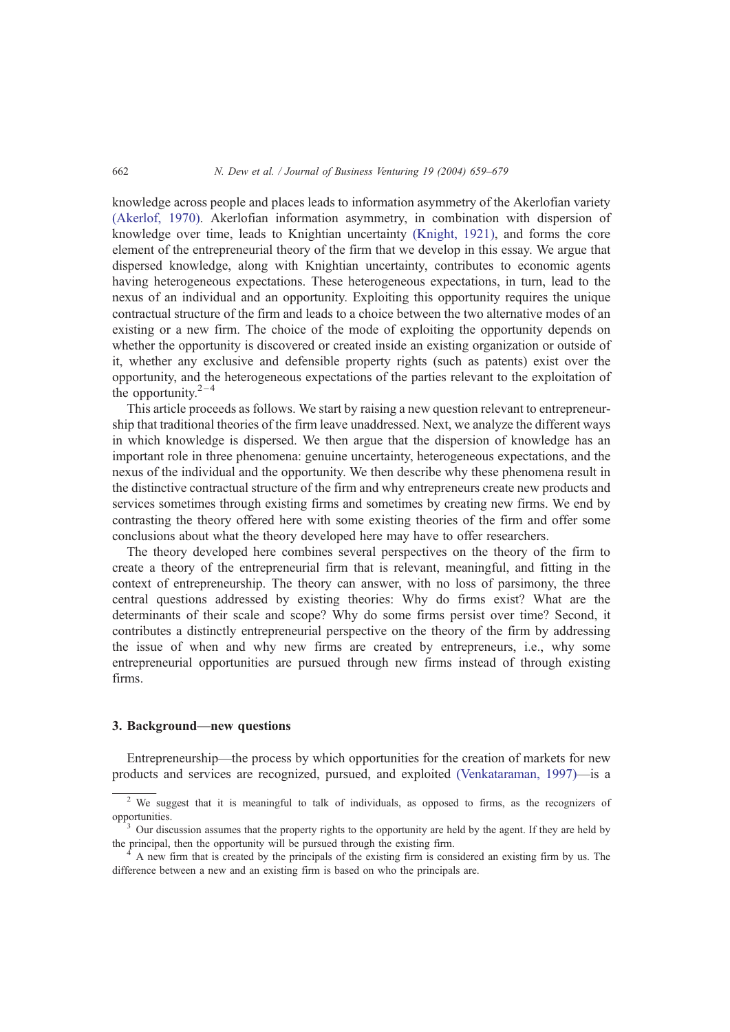knowledge across people and places leads to information asymmetry of the Akerlofian variety (Akerlof, 1970). Akerlofian information asymmetry, in combination with dispersion of knowledge over time, leads to Knightian uncertainty (Knight, 1921), and forms the core element of the entrepreneurial theory of the firm that we develop in this essay. We argue that dispersed knowledge, along with Knightian uncertainty, contributes to economic agents having heterogeneous expectations. These heterogeneous expectations, in turn, lead to the nexus of an individual and an opportunity. Exploiting this opportunity requires the unique contractual structure of the firm and leads to a choice between the two alternative modes of an existing or a new firm. The choice of the mode of exploiting the opportunity depends on whether the opportunity is discovered or created inside an existing organization or outside of it, whether any exclusive and defensible property rights (such as patents) exist over the opportunity, and the heterogeneous expectations of the parties relevant to the exploitation of the opportunity.[2–4]

This article proceeds as follows. We start by raising a new question relevant to entrepreneurship that traditional theories of the firm leave unaddressed. Next, we analyze the different ways in which knowledge is dispersed. We then argue that the dispersion of knowledge has an important role in three phenomena: genuine uncertainty, heterogeneous expectations, and the nexus of the individual and the opportunity. We then describe why these phenomena result in the distinctive contractual structure of the firm and why entrepreneurs create new products and services sometimes through existing firms and sometimes by creating new firms. We end by contrasting the theory offered here with some existing theories of the firm and offer some conclusions about what the theory developed here may have to offer researchers.

The theory developed here combines several perspectives on the theory of the firm to create a theory of the entrepreneurial firm that is relevant, meaningful, and fitting in the context of entrepreneurship. The theory can answer, with no loss of parsimony, the three central questions addressed by existing theories: Why do firms exist? What are the determinants of their scale and scope? Why do some firms persist over time? Second, it contributes a distinctly entrepreneurial perspective on the theory of the firm by addressing the issue of when and why new firms are created by entrepreneurs, i.e., why some entrepreneurial opportunities are pursued through new firms instead of through existing firms.

## 3. Background—new questions

Entrepreneurship—the process by which opportunities for the creation of markets for new products and services are recognized, pursued, and exploited (Venkataraman, 1997)—is a

---

[2] We suggest that it is meaningful to talk of individuals, as opposed to firms, as the recognizers of opportunities.

[3] Our discussion assumes that the property rights to the opportunity are held by the agent. If they are held by the principal, then the opportunity will be pursued through the existing firm.

[4] A new firm that is created by the principals of the existing firm is considered an existing firm by us. The difference between a new and an existing firm is based on who the principals are.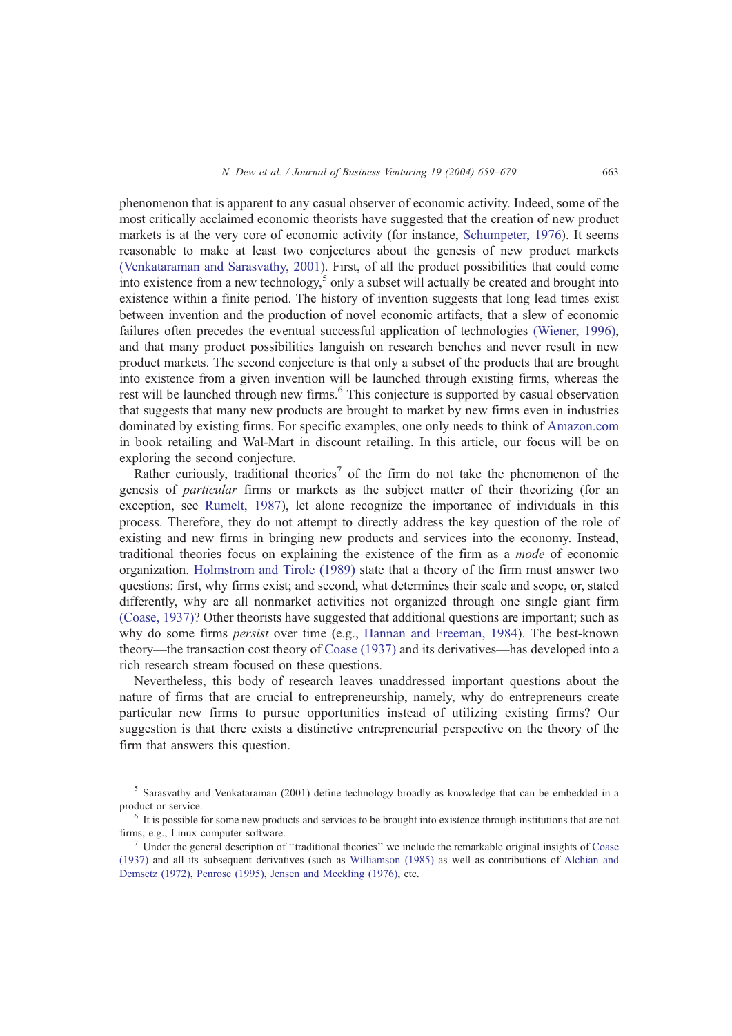phenomenon that is apparent to any casual observer of economic activity. Indeed, some of the most critically acclaimed economic theorists have suggested that the creation of new product markets is at the very core of economic activity (for instance, Schumpeter, 1976). It seems reasonable to make at least two conjectures about the genesis of new product markets (Venkataraman and Sarasvathy, 2001). First, of all the product possibilities that could come into existence from a new technology,[5] only a subset will actually be created and brought into existence within a finite period. The history of invention suggests that long lead times exist between invention and the production of novel economic artifacts, that a slew of economic failures often precedes the eventual successful application of technologies (Wiener, 1996), and that many product possibilities languish on research benches and never result in new product markets. The second conjecture is that only a subset of the products that are brought into existence from a given invention will be launched through existing firms, whereas the rest will be launched through new firms.[6] This conjecture is supported by casual observation that suggests that many new products are brought to market by new firms even in industries dominated by existing firms. For specific examples, one only needs to think of Amazon.com in book retailing and Wal-Mart in discount retailing. In this article, our focus will be on exploring the second conjecture.

Rather curiously, traditional theories[7] of the firm do not take the phenomenon of the genesis of *particular* firms or markets as the subject matter of their theorizing (for an exception, see Rumelt, 1987), let alone recognize the importance of individuals in this process. Therefore, they do not attempt to directly address the key question of the role of existing and new firms in bringing new products and services into the economy. Instead, traditional theories focus on explaining the existence of the firm as a *mode* of economic organization. Holmstrom and Tirole (1989) state that a theory of the firm must answer two questions: first, why firms exist; and second, what determines their scale and scope, or, stated differently, why are all nonmarket activities not organized through one single giant firm (Coase, 1937)? Other theorists have suggested that additional questions are important; such as why do some firms *persist* over time (e.g., Hannan and Freeman, 1984). The best-known theory—the transaction cost theory of Coase (1937) and its derivatives—has developed into a rich research stream focused on these questions.

Nevertheless, this body of research leaves unaddressed important questions about the nature of firms that are crucial to entrepreneurship, namely, why do entrepreneurs create particular new firms to pursue opportunities instead of utilizing existing firms? Our suggestion is that there exists a distinctive entrepreneurial perspective on the theory of the firm that answers this question.

---

[5] Sarasvathy and Venkataraman (2001) define technology broadly as knowledge that can be embedded in a product or service.

[6] It is possible for some new products and services to be brought into existence through institutions that are not firms, e.g., Linux computer software.

[7] Under the general description of "traditional theories" we include the remarkable original insights of Coase (1937) and all its subsequent derivatives (such as Williamson (1985) as well as contributions of Alchian and Demsetz (1972), Penrose (1995), Jensen and Meckling (1976), etc.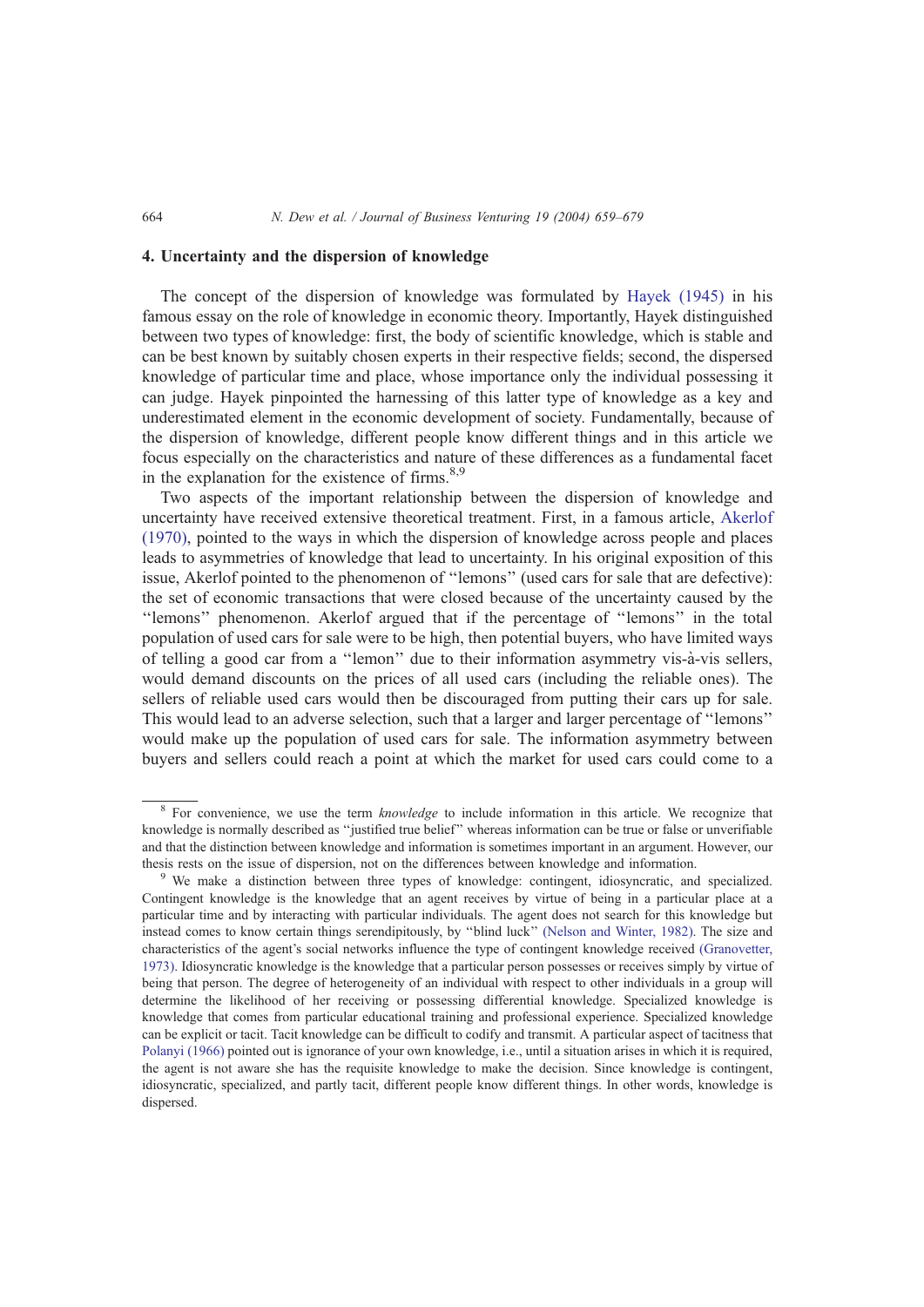## 4. Uncertainty and the dispersion of knowledge

The concept of the dispersion of knowledge was formulated by Hayek (1945) in his famous essay on the role of knowledge in economic theory. Importantly, Hayek distinguished between two types of knowledge: first, the body of scientific knowledge, which is stable and can be best known by suitably chosen experts in their respective fields; second, the dispersed knowledge of particular time and place, whose importance only the individual possessing it can judge. Hayek pinpointed the harnessing of this latter type of knowledge as a key and underestimated element in the economic development of society. Fundamentally, because of the dispersion of knowledge, different people know different things and in this article we focus especially on the characteristics and nature of these differences as a fundamental facet in the explanation for the existence of firms.[8,9]

Two aspects of the important relationship between the dispersion of knowledge and uncertainty have received extensive theoretical treatment. First, in a famous article, Akerlof (1970), pointed to the ways in which the dispersion of knowledge across people and places leads to asymmetries of knowledge that lead to uncertainty. In his original exposition of this issue, Akerlof pointed to the phenomenon of ''lemons'' (used cars for sale that are defective): the set of economic transactions that were closed because of the uncertainty caused by the ''lemons'' phenomenon. Akerlof argued that if the percentage of ''lemons'' in the total population of used cars for sale were to be high, then potential buyers, who have limited ways of telling a good car from a ''lemon'' due to their information asymmetry vis-à-vis sellers, would demand discounts on the prices of all used cars (including the reliable ones). The sellers of reliable used cars would then be discouraged from putting their cars up for sale. This would lead to an adverse selection, such that a larger and larger percentage of ''lemons'' would make up the population of used cars for sale. The information asymmetry between buyers and sellers could reach a point at which the market for used cars could come to a

---

[8] For convenience, we use the term *knowledge* to include information in this article. We recognize that knowledge is normally described as ''justified true belief'' whereas information can be true or false or unverifiable and that the distinction between knowledge and information is sometimes important in an argument. However, our thesis rests on the issue of dispersion, not on the differences between knowledge and information.

[9] We make a distinction between three types of knowledge: contingent, idiosyncratic, and specialized. Contingent knowledge is the knowledge that an agent receives by virtue of being in a particular place at a particular time and by interacting with particular individuals. The agent does not search for this knowledge but instead comes to know certain things serendipitously, by ''blind luck'' (Nelson and Winter, 1982). The size and characteristics of the agent's social networks influence the type of contingent knowledge received (Granovetter, 1973). Idiosyncratic knowledge is the knowledge that a particular person possesses or receives simply by virtue of being that person. The degree of heterogeneity of an individual with respect to other individuals in a group will determine the likelihood of her receiving or possessing differential knowledge. Specialized knowledge is knowledge that comes from particular educational training and professional experience. Specialized knowledge can be explicit or tacit. Tacit knowledge can be difficult to codify and transmit. A particular aspect of tacitness that Polanyi (1966) pointed out is ignorance of your own knowledge, i.e., until a situation arises in which it is required, the agent is not aware she has the requisite knowledge to make the decision. Since knowledge is contingent, idiosyncratic, specialized, and partly tacit, different people know different things. In other words, knowledge is dispersed.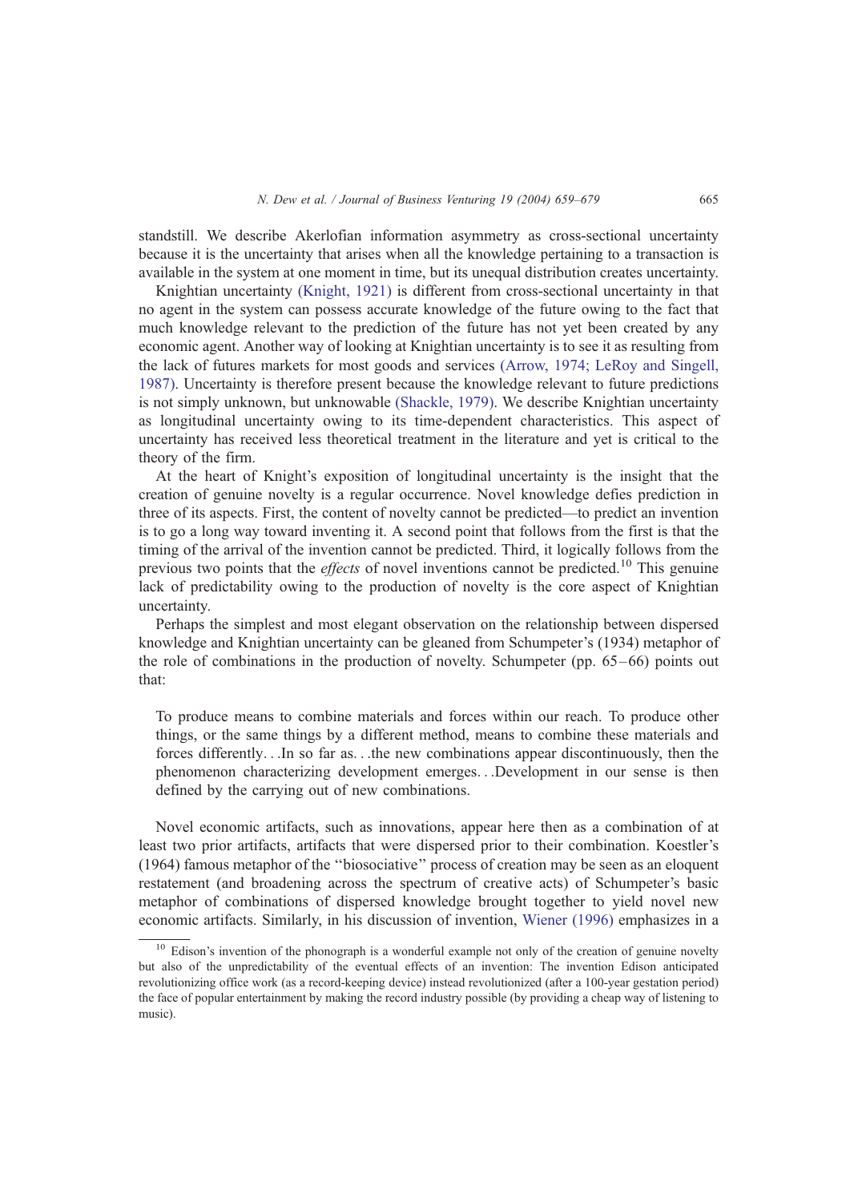standstill. We describe Akerlofian information asymmetry as cross-sectional uncertainty because it is the uncertainty that arises when all the knowledge pertaining to a transaction is available in the system at one moment in time, but its unequal distribution creates uncertainty.

Knightian uncertainty (Knight, 1921) is different from cross-sectional uncertainty in that no agent in the system can possess accurate knowledge of the future owing to the fact that much knowledge relevant to the prediction of the future has not yet been created by any economic agent. Another way of looking at Knightian uncertainty is to see it as resulting from the lack of futures markets for most goods and services (Arrow, 1974; LeRoy and Singell, 1987). Uncertainty is therefore present because the knowledge relevant to future predictions is not simply unknown, but unknowable (Shackle, 1979). We describe Knightian uncertainty as longitudinal uncertainty owing to its time-dependent characteristics. This aspect of uncertainty has received less theoretical treatment in the literature and yet is critical to the theory of the firm.

At the heart of Knight's exposition of longitudinal uncertainty is the insight that the creation of genuine novelty is a regular occurrence. Novel knowledge defies prediction in three of its aspects. First, the content of novelty cannot be predicted—to predict an invention is to go a long way toward inventing it. A second point that follows from the first is that the timing of the arrival of the invention cannot be predicted. Third, it logically follows from the previous two points that the *effects* of novel inventions cannot be predicted.[10] This genuine lack of predictability owing to the production of novelty is the core aspect of Knightian uncertainty.

Perhaps the simplest and most elegant observation on the relationship between dispersed knowledge and Knightian uncertainty can be gleaned from Schumpeter's (1934) metaphor of the role of combinations in the production of novelty. Schumpeter (pp. 65–66) points out that:

> To produce means to combine materials and forces within our reach. To produce other things, or the same things by a different method, means to combine these materials and forces differently...In so far as...the new combinations appear discontinuously, then the phenomenon characterizing development emerges...Development in our sense is then defined by the carrying out of new combinations.

Novel economic artifacts, such as innovations, appear here then as a combination of at least two prior artifacts, artifacts that were dispersed prior to their combination. Koestler's (1964) famous metaphor of the "biosociative" process of creation may be seen as an eloquent restatement (and broadening across the spectrum of creative acts) of Schumpeter's basic metaphor of combinations of dispersed knowledge brought together to yield novel new economic artifacts. Similarly, in his discussion of invention, Wiener (1996) emphasizes in a

[10] Edison's invention of the phonograph is a wonderful example not only of the creation of genuine novelty but also of the unpredictability of the eventual effects of an invention: The invention Edison anticipated revolutionizing office work (as a record-keeping device) instead revolutionized (after a 100-year gestation period) the face of popular entertainment by making the record industry possible (by providing a cheap way of listening to music).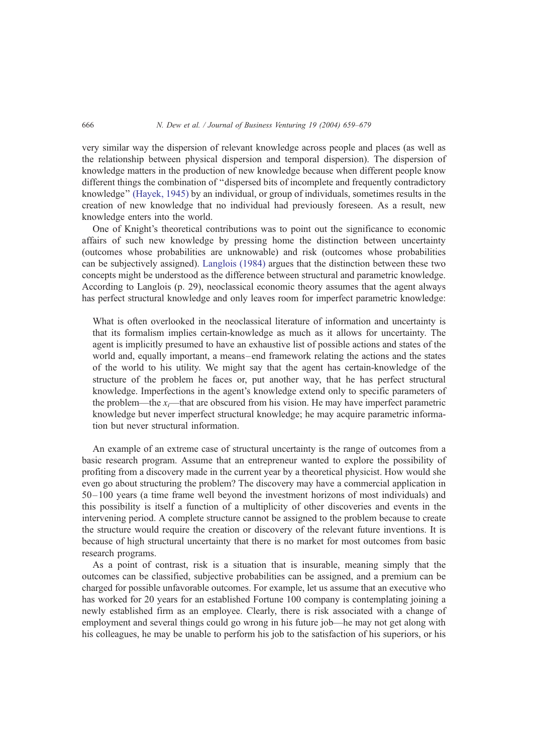very similar way the dispersion of relevant knowledge across people and places (as well as the relationship between physical dispersion and temporal dispersion). The dispersion of knowledge matters in the production of new knowledge because when different people know different things the combination of "dispersed bits of incomplete and frequently contradictory knowledge" (Hayek, 1945) by an individual, or group of individuals, sometimes results in the creation of new knowledge that no individual had previously foreseen. As a result, new knowledge enters into the world.

One of Knight's theoretical contributions was to point out the significance to economic affairs of such new knowledge by pressing home the distinction between uncertainty (outcomes whose probabilities are unknowable) and risk (outcomes whose probabilities can be subjectively assigned). Langlois (1984) argues that the distinction between these two concepts might be understood as the difference between structural and parametric knowledge. According to Langlois (p. 29), neoclassical economic theory assumes that the agent always has perfect structural knowledge and only leaves room for imperfect parametric knowledge:

> What is often overlooked in the neoclassical literature of information and uncertainty is that its formalism implies certain-knowledge as much as it allows for uncertainty. The agent is implicitly presumed to have an exhaustive list of possible actions and states of the world and, equally important, a means–end framework relating the actions and the states of the world to his utility. We might say that the agent has certain-knowledge of the structure of the problem he faces or, put another way, that he has perfect structural knowledge. Imperfections in the agent's knowledge extend only to specific parameters of the problem—the $x_i$—that are obscured from his vision. He may have imperfect parametric knowledge but never imperfect structural knowledge; he may acquire parametric information but never structural information.

An example of an extreme case of structural uncertainty is the range of outcomes from a basic research program. Assume that an entrepreneur wanted to explore the possibility of profiting from a discovery made in the current year by a theoretical physicist. How would she even go about structuring the problem? The discovery may have a commercial application in 50–100 years (a time frame well beyond the investment horizons of most individuals) and this possibility is itself a function of a multiplicity of other discoveries and events in the intervening period. A complete structure cannot be assigned to the problem because to create the structure would require the creation or discovery of the relevant future inventions. It is because of high structural uncertainty that there is no market for most outcomes from basic research programs.

As a point of contrast, risk is a situation that is insurable, meaning simply that the outcomes can be classified, subjective probabilities can be assigned, and a premium can be charged for possible unfavorable outcomes. For example, let us assume that an executive who has worked for 20 years for an established Fortune 100 company is contemplating joining a newly established firm as an employee. Clearly, there is risk associated with a change of employment and several things could go wrong in his future job—he may not get along with his colleagues, he may be unable to perform his job to the satisfaction of his superiors, or his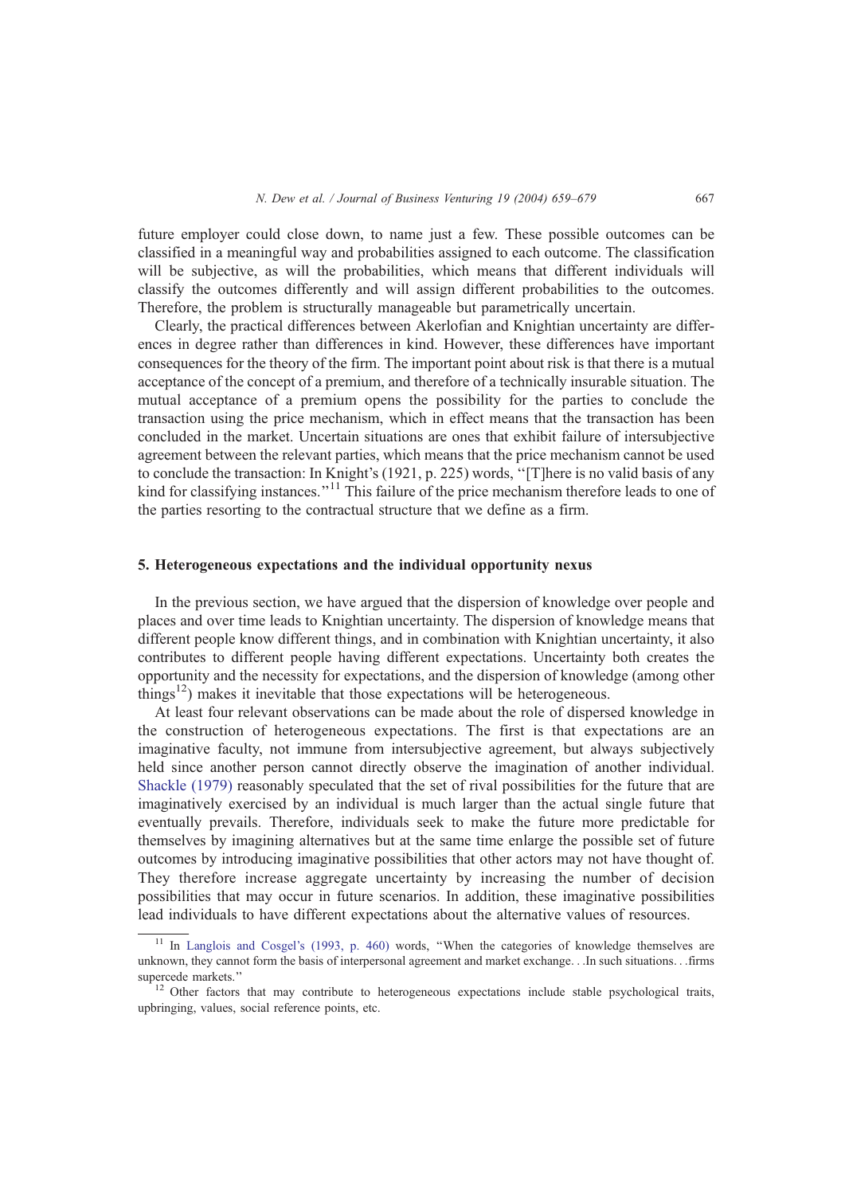future employer could close down, to name just a few. These possible outcomes can be classified in a meaningful way and probabilities assigned to each outcome. The classification will be subjective, as will the probabilities, which means that different individuals will classify the outcomes differently and will assign different probabilities to the outcomes. Therefore, the problem is structurally manageable but parametrically uncertain.

Clearly, the practical differences between Akerlofian and Knightian uncertainty are differences in degree rather than differences in kind. However, these differences have important consequences for the theory of the firm. The important point about risk is that there is a mutual acceptance of the concept of a premium, and therefore of a technically insurable situation. The mutual acceptance of a premium opens the possibility for the parties to conclude the transaction using the price mechanism, which in effect means that the transaction has been concluded in the market. Uncertain situations are ones that exhibit failure of intersubjective agreement between the relevant parties, which means that the price mechanism cannot be used to conclude the transaction: In Knight's (1921, p. 225) words, "[T]here is no valid basis of any kind for classifying instances."[11] This failure of the price mechanism therefore leads to one of the parties resorting to the contractual structure that we define as a firm.

## 5. Heterogeneous expectations and the individual opportunity nexus

In the previous section, we have argued that the dispersion of knowledge over people and places and over time leads to Knightian uncertainty. The dispersion of knowledge means that different people know different things, and in combination with Knightian uncertainty, it also contributes to different people having different expectations. Uncertainty both creates the opportunity and the necessity for expectations, and the dispersion of knowledge (among other things[12]) makes it inevitable that those expectations will be heterogeneous.

At least four relevant observations can be made about the role of dispersed knowledge in the construction of heterogeneous expectations. The first is that expectations are an imaginative faculty, not immune from intersubjective agreement, but always subjectively held since another person cannot directly observe the imagination of another individual. Shackle (1979) reasonably speculated that the set of rival possibilities for the future that are imaginatively exercised by an individual is much larger than the actual single future that eventually prevails. Therefore, individuals seek to make the future more predictable for themselves by imagining alternatives but at the same time enlarge the possible set of future outcomes by introducing imaginative possibilities that other actors may not have thought of. They therefore increase aggregate uncertainty by increasing the number of decision possibilities that may occur in future scenarios. In addition, these imaginative possibilities lead individuals to have different expectations about the alternative values of resources.

[11] In Langlois and Cosgel's (1993, p. 460) words, "When the categories of knowledge themselves are unknown, they cannot form the basis of interpersonal agreement and market exchange. . .In such situations. . .firms supercede markets."

[12] Other factors that may contribute to heterogeneous expectations include stable psychological traits, upbringing, values, social reference points, etc.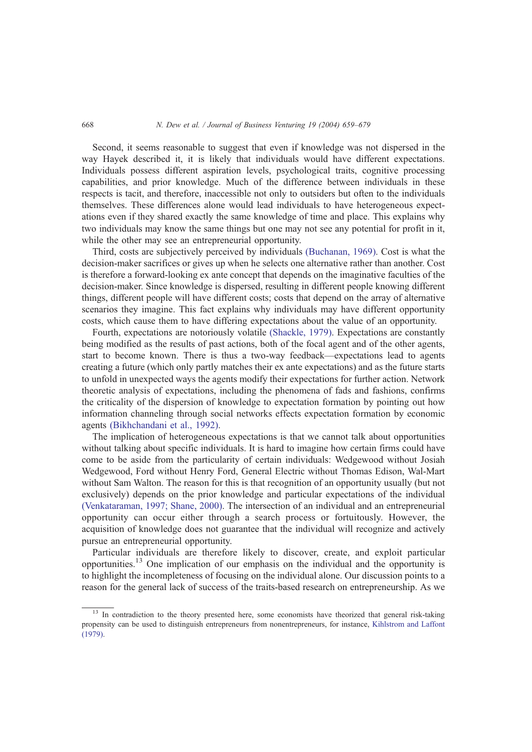Second, it seems reasonable to suggest that even if knowledge was not dispersed in the way Hayek described it, it is likely that individuals would have different expectations. Individuals possess different aspiration levels, psychological traits, cognitive processing capabilities, and prior knowledge. Much of the difference between individuals in these respects is tacit, and therefore, inaccessible not only to outsiders but often to the individuals themselves. These differences alone would lead individuals to have heterogeneous expectations even if they shared exactly the same knowledge of time and place. This explains why two individuals may know the same things but one may not see any potential for profit in it, while the other may see an entrepreneurial opportunity.

Third, costs are subjectively perceived by individuals (Buchanan, 1969). Cost is what the decision-maker sacrifices or gives up when he selects one alternative rather than another. Cost is therefore a forward-looking ex ante concept that depends on the imaginative faculties of the decision-maker. Since knowledge is dispersed, resulting in different people knowing different things, different people will have different costs; costs that depend on the array of alternative scenarios they imagine. This fact explains why individuals may have different opportunity costs, which cause them to have differing expectations about the value of an opportunity.

Fourth, expectations are notoriously volatile (Shackle, 1979). Expectations are constantly being modified as the results of past actions, both of the focal agent and of the other agents, start to become known. There is thus a two-way feedback—expectations lead to agents creating a future (which only partly matches their ex ante expectations) and as the future starts to unfold in unexpected ways the agents modify their expectations for further action. Network theoretic analysis of expectations, including the phenomena of fads and fashions, confirms the criticality of the dispersion of knowledge to expectation formation by pointing out how information channeling through social networks effects expectation formation by economic agents (Bikhchandani et al., 1992).

The implication of heterogeneous expectations is that we cannot talk about opportunities without talking about specific individuals. It is hard to imagine how certain firms could have come to be aside from the particularity of certain individuals: Wedgewood without Josiah Wedgewood, Ford without Henry Ford, General Electric without Thomas Edison, Wal-Mart without Sam Walton. The reason for this is that recognition of an opportunity usually (but not exclusively) depends on the prior knowledge and particular expectations of the individual (Venkataraman, 1997; Shane, 2000). The intersection of an individual and an entrepreneurial opportunity can occur either through a search process or fortuitously. However, the acquisition of knowledge does not guarantee that the individual will recognize and actively pursue an entrepreneurial opportunity.

Particular individuals are therefore likely to discover, create, and exploit particular opportunities.[13] One implication of our emphasis on the individual and the opportunity is to highlight the incompleteness of focusing on the individual alone. Our discussion points to a reason for the general lack of success of the traits-based research on entrepreneurship. As we

[13] In contradiction to the theory presented here, some economists have theorized that general risk-taking propensity can be used to distinguish entrepreneurs from nonentrepreneurs, for instance, Kihlstrom and Laffont (1979).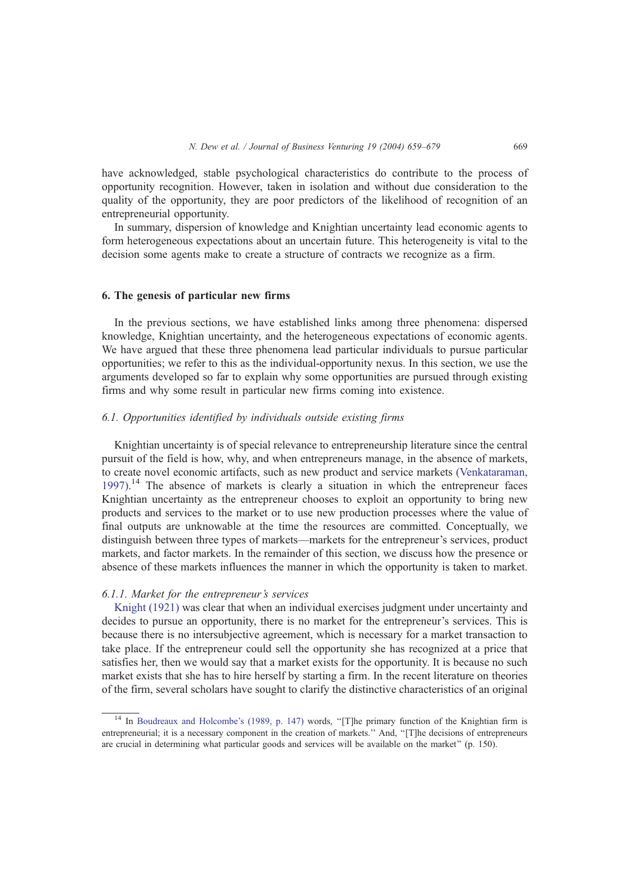have acknowledged, stable psychological characteristics do contribute to the process of opportunity recognition. However, taken in isolation and without due consideration to the quality of the opportunity, they are poor predictors of the likelihood of recognition of an entrepreneurial opportunity.

In summary, dispersion of knowledge and Knightian uncertainty lead economic agents to form heterogeneous expectations about an uncertain future. This heterogeneity is vital to the decision some agents make to create a structure of contracts we recognize as a firm.

## 6. The genesis of particular new firms

In the previous sections, we have established links among three phenomena: dispersed knowledge, Knightian uncertainty, and the heterogeneous expectations of economic agents. We have argued that these three phenomena lead particular individuals to pursue particular opportunities; we refer to this as the individual-opportunity nexus. In this section, we use the arguments developed so far to explain why some opportunities are pursued through existing firms and why some result in particular new firms coming into existence.

### *6.1. Opportunities identified by individuals outside existing firms*

Knightian uncertainty is of special relevance to entrepreneurship literature since the central pursuit of the field is how, why, and when entrepreneurs manage, in the absence of markets, to create novel economic artifacts, such as new product and service markets (Venkataraman, 1997).[14] The absence of markets is clearly a situation in which the entrepreneur faces Knightian uncertainty as the entrepreneur chooses to exploit an opportunity to bring new products and services to the market or to use new production processes where the value of final outputs are unknowable at the time the resources are committed. Conceptually, we distinguish between three types of markets—markets for the entrepreneur's services, product markets, and factor markets. In the remainder of this section, we discuss how the presence or absence of these markets influences the manner in which the opportunity is taken to market.

#### *6.1.1. Market for the entrepreneur's services*

Knight (1921) was clear that when an individual exercises judgment under uncertainty and decides to pursue an opportunity, there is no market for the entrepreneur's services. This is because there is no intersubjective agreement, which is necessary for a market transaction to take place. If the entrepreneur could sell the opportunity she has recognized at a price that satisfies her, then we would say that a market exists for the opportunity. It is because no such market exists that she has to hire herself by starting a firm. In the recent literature on theories of the firm, several scholars have sought to clarify the distinctive characteristics of an original

[14] In Boudreaux and Holcombe's (1989, p. 147) words, "[T]he primary function of the Knightian firm is entrepreneurial; it is a necessary component in the creation of markets." And, "[T]he decisions of entrepreneurs are crucial in determining what particular goods and services will be available on the market" (p. 150).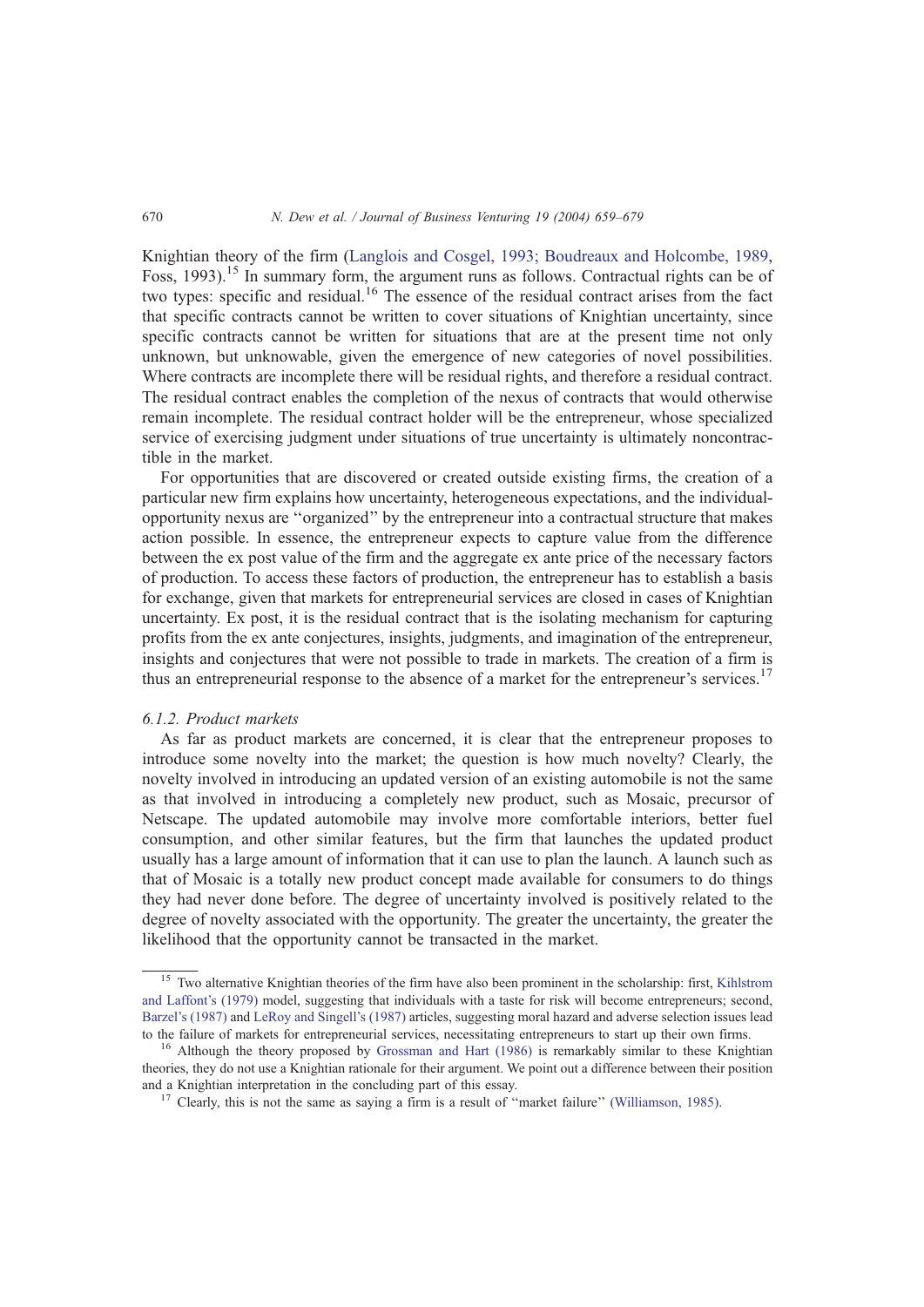Knightian theory of the firm (Langlois and Cosgel, 1993; Boudreaux and Holcombe, 1989, Foss, 1993).[15] In summary form, the argument runs as follows. Contractual rights can be of two types: specific and residual.[16] The essence of the residual contract arises from the fact that specific contracts cannot be written to cover situations of Knightian uncertainty, since specific contracts cannot be written for situations that are at the present time not only unknown, but unknowable, given the emergence of new categories of novel possibilities. Where contracts are incomplete there will be residual rights, and therefore a residual contract. The residual contract enables the completion of the nexus of contracts that would otherwise remain incomplete. The residual contract holder will be the entrepreneur, whose specialized service of exercising judgment under situations of true uncertainty is ultimately noncontractible in the market.

For opportunities that are discovered or created outside existing firms, the creation of a particular new firm explains how uncertainty, heterogeneous expectations, and the individual-opportunity nexus are ''organized'' by the entrepreneur into a contractual structure that makes action possible. In essence, the entrepreneur expects to capture value from the difference between the ex post value of the firm and the aggregate ex ante price of the necessary factors of production. To access these factors of production, the entrepreneur has to establish a basis for exchange, given that markets for entrepreneurial services are closed in cases of Knightian uncertainty. Ex post, it is the residual contract that is the isolating mechanism for capturing profits from the ex ante conjectures, insights, judgments, and imagination of the entrepreneur, insights and conjectures that were not possible to trade in markets. The creation of a firm is thus an entrepreneurial response to the absence of a market for the entrepreneur's services.[17]

#### *6.1.2. Product markets*

As far as product markets are concerned, it is clear that the entrepreneur proposes to introduce some novelty into the market; the question is how much novelty? Clearly, the novelty involved in introducing an updated version of an existing automobile is not the same as that involved in introducing a completely new product, such as Mosaic, precursor of Netscape. The updated automobile may involve more comfortable interiors, better fuel consumption, and other similar features, but the firm that launches the updated product usually has a large amount of information that it can use to plan the launch. A launch such as that of Mosaic is a totally new product concept made available for consumers to do things they had never done before. The degree of uncertainty involved is positively related to the degree of novelty associated with the opportunity. The greater the uncertainty, the greater the likelihood that the opportunity cannot be transacted in the market.

---

[15] Two alternative Knightian theories of the firm have also been prominent in the scholarship: first, Kihlstrom and Laffont's (1979) model, suggesting that individuals with a taste for risk will become entrepreneurs; second, Barzel's (1987) and LeRoy and Singell's (1987) articles, suggesting moral hazard and adverse selection issues lead to the failure of markets for entrepreneurial services, necessitating entrepreneurs to start up their own firms.

[16] Although the theory proposed by Grossman and Hart (1986) is remarkably similar to these Knightian theories, they do not use a Knightian rationale for their argument. We point out a difference between their position and a Knightian interpretation in the concluding part of this essay.

[17] Clearly, this is not the same as saying a firm is a result of ''market failure'' (Williamson, 1985).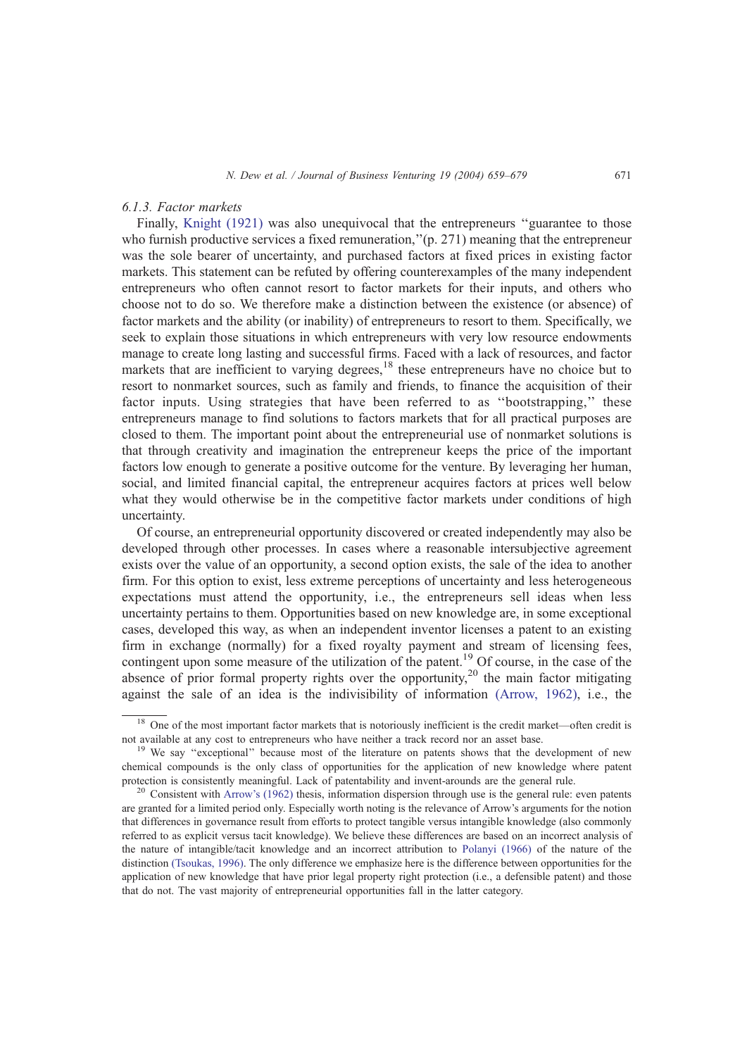### 6.1.3. Factor markets

Finally, Knight (1921) was also unequivocal that the entrepreneurs ''guarantee to those who furnish productive services a fixed remuneration,''(p. 271) meaning that the entrepreneur was the sole bearer of uncertainty, and purchased factors at fixed prices in existing factor markets. This statement can be refuted by offering counterexamples of the many independent entrepreneurs who often cannot resort to factor markets for their inputs, and others who choose not to do so. We therefore make a distinction between the existence (or absence) of factor markets and the ability (or inability) of entrepreneurs to resort to them. Specifically, we seek to explain those situations in which entrepreneurs with very low resource endowments manage to create long lasting and successful firms. Faced with a lack of resources, and factor markets that are inefficient to varying degrees,[18] these entrepreneurs have no choice but to resort to nonmarket sources, such as family and friends, to finance the acquisition of their factor inputs. Using strategies that have been referred to as ''bootstrapping,'' these entrepreneurs manage to find solutions to factors markets that for all practical purposes are closed to them. The important point about the entrepreneurial use of nonmarket solutions is that through creativity and imagination the entrepreneur keeps the price of the important factors low enough to generate a positive outcome for the venture. By leveraging her human, social, and limited financial capital, the entrepreneur acquires factors at prices well below what they would otherwise be in the competitive factor markets under conditions of high uncertainty.

Of course, an entrepreneurial opportunity discovered or created independently may also be developed through other processes. In cases where a reasonable intersubjective agreement exists over the value of an opportunity, a second option exists, the sale of the idea to another firm. For this option to exist, less extreme perceptions of uncertainty and less heterogeneous expectations must attend the opportunity, i.e., the entrepreneurs sell ideas when less uncertainty pertains to them. Opportunities based on new knowledge are, in some exceptional cases, developed this way, as when an independent inventor licenses a patent to an existing firm in exchange (normally) for a fixed royalty payment and stream of licensing fees, contingent upon some measure of the utilization of the patent.[19] Of course, in the case of the absence of prior formal property rights over the opportunity,[20] the main factor mitigating against the sale of an idea is the indivisibility of information (Arrow, 1962), i.e., the

---

[18] One of the most important factor markets that is notoriously inefficient is the credit market—often credit is not available at any cost to entrepreneurs who have neither a track record nor an asset base.

[19] We say ''exceptional'' because most of the literature on patents shows that the development of new chemical compounds is the only class of opportunities for the application of new knowledge where patent protection is consistently meaningful. Lack of patentability and invent-arounds are the general rule.

[20] Consistent with Arrow's (1962) thesis, information dispersion through use is the general rule: even patents are granted for a limited period only. Especially worth noting is the relevance of Arrow's arguments for the notion that differences in governance result from efforts to protect tangible versus intangible knowledge (also commonly referred to as explicit versus tacit knowledge). We believe these differences are based on an incorrect analysis of the nature of intangible/tacit knowledge and an incorrect attribution to Polanyi (1966) of the nature of the distinction (Tsoukas, 1996). The only difference we emphasize here is the difference between opportunities for the application of new knowledge that have prior legal property right protection (i.e., a defensible patent) and those that do not. The vast majority of entrepreneurial opportunities fall in the latter category.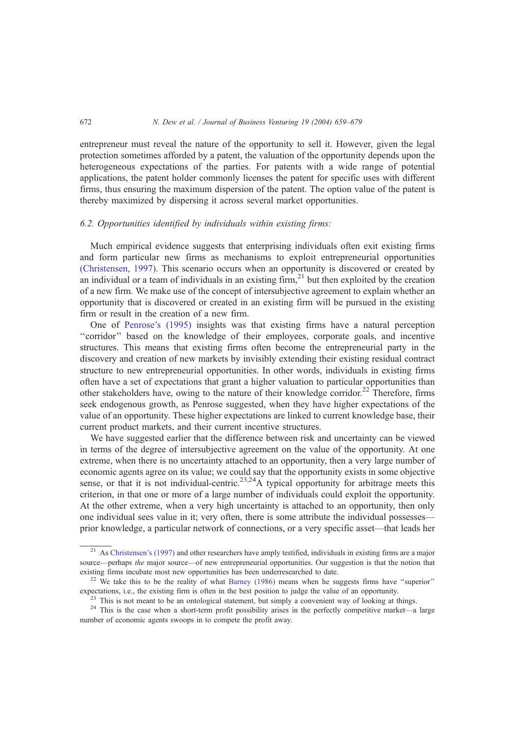entrepreneur must reveal the nature of the opportunity to sell it. However, given the legal protection sometimes afforded by a patent, the valuation of the opportunity depends upon the heterogeneous expectations of the parties. For patents with a wide range of potential applications, the patent holder commonly licenses the patent for specific uses with different firms, thus ensuring the maximum dispersion of the patent. The option value of the patent is thereby maximized by dispersing it across several market opportunities.

### *6.2. Opportunities identified by individuals within existing firms:*

Much empirical evidence suggests that enterprising individuals often exit existing firms and form particular new firms as mechanisms to exploit entrepreneurial opportunities (Christensen, 1997). This scenario occurs when an opportunity is discovered or created by an individual or a team of individuals in an existing firm,[21] but then exploited by the creation of a new firm. We make use of the concept of intersubjective agreement to explain whether an opportunity that is discovered or created in an existing firm will be pursued in the existing firm or result in the creation of a new firm.

One of Penrose's (1995) insights was that existing firms have a natural perception "corridor" based on the knowledge of their employees, corporate goals, and incentive structures. This means that existing firms often become the entrepreneurial party in the discovery and creation of new markets by invisibly extending their existing residual contract structure to new entrepreneurial opportunities. In other words, individuals in existing firms often have a set of expectations that grant a higher valuation to particular opportunities than other stakeholders have, owing to the nature of their knowledge corridor.[22] Therefore, firms seek endogenous growth, as Penrose suggested, when they have higher expectations of the value of an opportunity. These higher expectations are linked to current knowledge base, their current product markets, and their current incentive structures.

We have suggested earlier that the difference between risk and uncertainty can be viewed in terms of the degree of intersubjective agreement on the value of the opportunity. At one extreme, when there is no uncertainty attached to an opportunity, then a very large number of economic agents agree on its value; we could say that the opportunity exists in some objective sense, or that it is not individual-centric.[23,24] A typical opportunity for arbitrage meets this criterion, in that one or more of a large number of individuals could exploit the opportunity. At the other extreme, when a very high uncertainty is attached to an opportunity, then only one individual sees value in it; very often, there is some attribute the individual possesses—prior knowledge, a particular network of connections, or a very specific asset—that leads her

---

[21] As Christensen's (1997) and other researchers have amply testified, individuals in existing firms are a major source—perhaps *the* major source—of new entrepreneurial opportunities. Our suggestion is that the notion that existing firms incubate most new opportunities has been underresearched to date.

[22] We take this to be the reality of what Barney (1986) means when he suggests firms have "superior" expectations, i.e., the existing firm is often in the best position to judge the value of an opportunity.

[23] This is not meant to be an ontological statement, but simply a convenient way of looking at things.

[24] This is the case when a short-term profit possibility arises in the perfectly competitive market—a large number of economic agents swoops in to compete the profit away.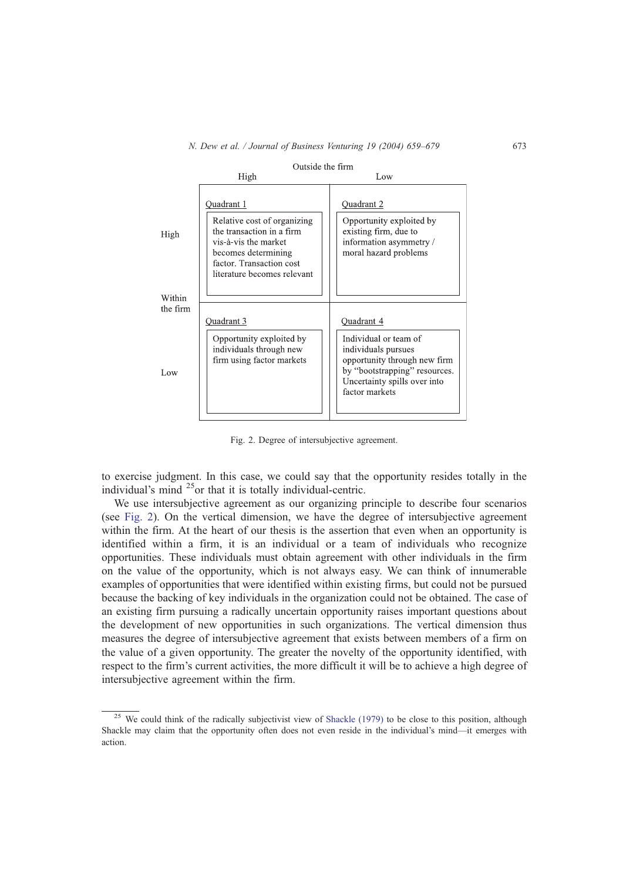|  |  | Outside the firm |  |
| --- | --- | --- | --- |
|  |  | High | Low |
| Within the firm | High | Quadrant 1: Relative cost of organizing the transaction in a firm vis-à-vis the market becomes determining factor. Transaction cost literature becomes relevant | Quadrant 2: Opportunity exploited by existing firm, due to information asymmetry / moral hazard problems |
|  | Low | Quadrant 3: Opportunity exploited by individuals through new firm using factor markets | Quadrant 4: Individual or team of individuals pursues opportunity through new firm by "bootstrapping" resources. Uncertainty spills over into factor markets |

Fig. 2. Degree of intersubjective agreement.

to exercise judgment. In this case, we could say that the opportunity resides totally in the individual's mind [25] or that it is totally individual-centric.

We use intersubjective agreement as our organizing principle to describe four scenarios (see Fig. 2). On the vertical dimension, we have the degree of intersubjective agreement within the firm. At the heart of our thesis is the assertion that even when an opportunity is identified within a firm, it is an individual or a team of individuals who recognize opportunities. These individuals must obtain agreement with other individuals in the firm on the value of the opportunity, which is not always easy. We can think of innumerable examples of opportunities that were identified within existing firms, but could not be pursued because the backing of key individuals in the organization could not be obtained. The case of an existing firm pursuing a radically uncertain opportunity raises important questions about the development of new opportunities in such organizations. The vertical dimension thus measures the degree of intersubjective agreement that exists between members of a firm on the value of a given opportunity. The greater the novelty of the opportunity identified, with respect to the firm's current activities, the more difficult it will be to achieve a high degree of intersubjective agreement within the firm.

[25] We could think of the radically subjectivist view of Shackle (1979) to be close to this position, although Shackle may claim that the opportunity often does not even reside in the individual's mind—it emerges with action.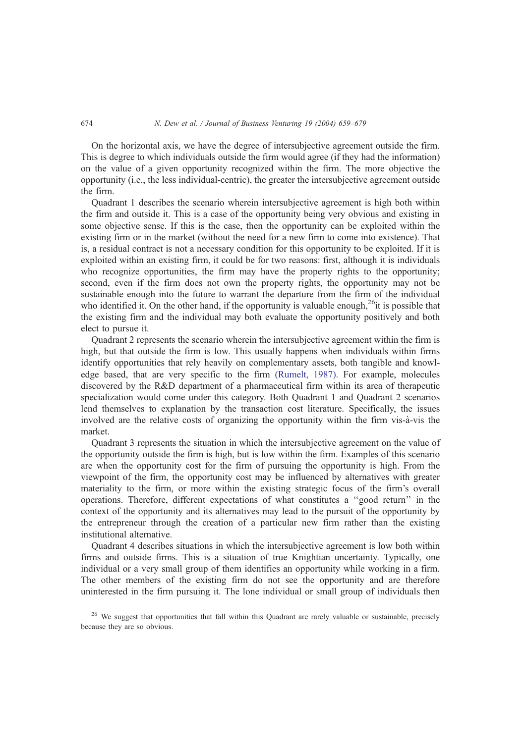On the horizontal axis, we have the degree of intersubjective agreement outside the firm. This is degree to which individuals outside the firm would agree (if they had the information) on the value of a given opportunity recognized within the firm. The more objective the opportunity (i.e., the less individual-centric), the greater the intersubjective agreement outside the firm.

Quadrant 1 describes the scenario wherein intersubjective agreement is high both within the firm and outside it. This is a case of the opportunity being very obvious and existing in some objective sense. If this is the case, then the opportunity can be exploited within the existing firm or in the market (without the need for a new firm to come into existence). That is, a residual contract is not a necessary condition for this opportunity to be exploited. If it is exploited within an existing firm, it could be for two reasons: first, although it is individuals who recognize opportunities, the firm may have the property rights to the opportunity; second, even if the firm does not own the property rights, the opportunity may not be sustainable enough into the future to warrant the departure from the firm of the individual who identified it. On the other hand, if the opportunity is valuable enough,[26] it is possible that the existing firm and the individual may both evaluate the opportunity positively and both elect to pursue it.

Quadrant 2 represents the scenario wherein the intersubjective agreement within the firm is high, but that outside the firm is low. This usually happens when individuals within firms identify opportunities that rely heavily on complementary assets, both tangible and knowledge based, that are very specific to the firm (Rumelt, 1987). For example, molecules discovered by the R&D department of a pharmaceutical firm within its area of therapeutic specialization would come under this category. Both Quadrant 1 and Quadrant 2 scenarios lend themselves to explanation by the transaction cost literature. Specifically, the issues involved are the relative costs of organizing the opportunity within the firm vis-à-vis the market.

Quadrant 3 represents the situation in which the intersubjective agreement on the value of the opportunity outside the firm is high, but is low within the firm. Examples of this scenario are when the opportunity cost for the firm of pursuing the opportunity is high. From the viewpoint of the firm, the opportunity cost may be influenced by alternatives with greater materiality to the firm, or more within the existing strategic focus of the firm's overall operations. Therefore, different expectations of what constitutes a "good return" in the context of the opportunity and its alternatives may lead to the pursuit of the opportunity by the entrepreneur through the creation of a particular new firm rather than the existing institutional alternative.

Quadrant 4 describes situations in which the intersubjective agreement is low both within firms and outside firms. This is a situation of true Knightian uncertainty. Typically, one individual or a very small group of them identifies an opportunity while working in a firm. The other members of the existing firm do not see the opportunity and are therefore uninterested in the firm pursuing it. The lone individual or small group of individuals then

[26] We suggest that opportunities that fall within this Quadrant are rarely valuable or sustainable, precisely because they are so obvious.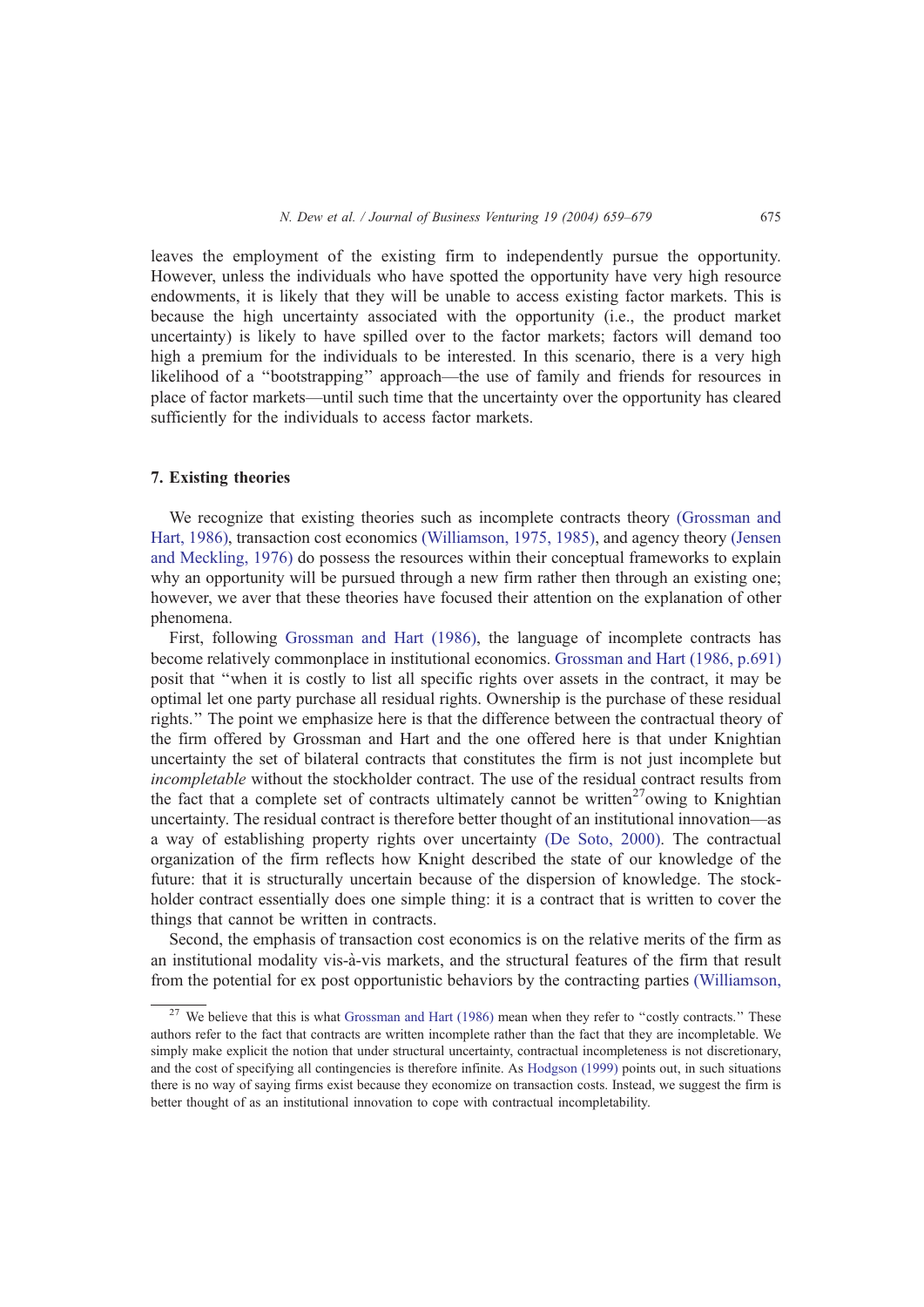leaves the employment of the existing firm to independently pursue the opportunity. However, unless the individuals who have spotted the opportunity have very high resource endowments, it is likely that they will be unable to access existing factor markets. This is because the high uncertainty associated with the opportunity (i.e., the product market uncertainty) is likely to have spilled over to the factor markets; factors will demand too high a premium for the individuals to be interested. In this scenario, there is a very high likelihood of a "bootstrapping" approach—the use of family and friends for resources in place of factor markets—until such time that the uncertainty over the opportunity has cleared sufficiently for the individuals to access factor markets.

## 7. Existing theories

We recognize that existing theories such as incomplete contracts theory (Grossman and Hart, 1986), transaction cost economics (Williamson, 1975, 1985), and agency theory (Jensen and Meckling, 1976) do possess the resources within their conceptual frameworks to explain why an opportunity will be pursued through a new firm rather then through an existing one; however, we aver that these theories have focused their attention on the explanation of other phenomena.

First, following Grossman and Hart (1986), the language of incomplete contracts has become relatively commonplace in institutional economics. Grossman and Hart (1986, p.691) posit that "when it is costly to list all specific rights over assets in the contract, it may be optimal let one party purchase all residual rights. Ownership is the purchase of these residual rights." The point we emphasize here is that the difference between the contractual theory of the firm offered by Grossman and Hart and the one offered here is that under Knightian uncertainty the set of bilateral contracts that constitutes the firm is not just incomplete but *incompletable* without the stockholder contract. The use of the residual contract results from the fact that a complete set of contracts ultimately cannot be written[27]owing to Knightian uncertainty. The residual contract is therefore better thought of an institutional innovation—as a way of establishing property rights over uncertainty (De Soto, 2000). The contractual organization of the firm reflects how Knight described the state of our knowledge of the future: that it is structurally uncertain because of the dispersion of knowledge. The stockholder contract essentially does one simple thing: it is a contract that is written to cover the things that cannot be written in contracts.

Second, the emphasis of transaction cost economics is on the relative merits of the firm as an institutional modality vis-à-vis markets, and the structural features of the firm that result from the potential for ex post opportunistic behaviors by the contracting parties (Williamson,

[27] We believe that this is what Grossman and Hart (1986) mean when they refer to "costly contracts." These authors refer to the fact that contracts are written incomplete rather than the fact that they are incompletable. We simply make explicit the notion that under structural uncertainty, contractual incompleteness is not discretionary, and the cost of specifying all contingencies is therefore infinite. As Hodgson (1999) points out, in such situations there is no way of saying firms exist because they economize on transaction costs. Instead, we suggest the firm is better thought of as an institutional innovation to cope with contractual incompletability.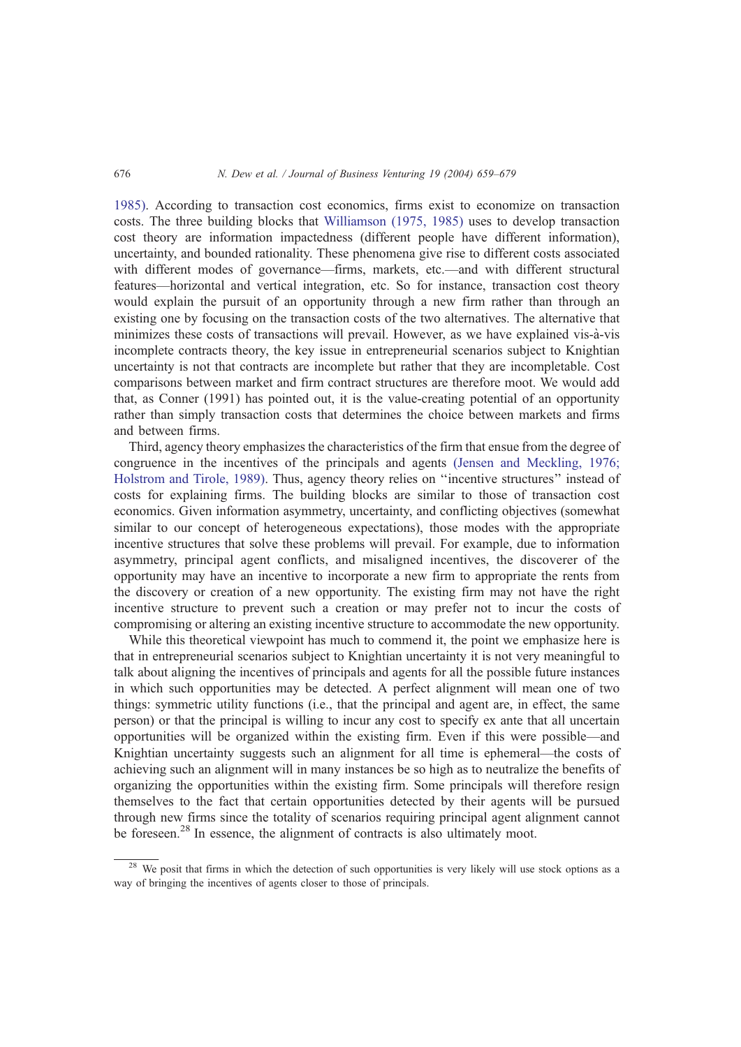1985). According to transaction cost economics, firms exist to economize on transaction costs. The three building blocks that Williamson (1975, 1985) uses to develop transaction cost theory are information impactedness (different people have different information), uncertainty, and bounded rationality. These phenomena give rise to different costs associated with different modes of governance—firms, markets, etc.—and with different structural features—horizontal and vertical integration, etc. So for instance, transaction cost theory would explain the pursuit of an opportunity through a new firm rather than through an existing one by focusing on the transaction costs of the two alternatives. The alternative that minimizes these costs of transactions will prevail. However, as we have explained vis-à-vis incomplete contracts theory, the key issue in entrepreneurial scenarios subject to Knightian uncertainty is not that contracts are incomplete but rather that they are incompletable. Cost comparisons between market and firm contract structures are therefore moot. We would add that, as Conner (1991) has pointed out, it is the value-creating potential of an opportunity rather than simply transaction costs that determines the choice between markets and firms and between firms.

Third, agency theory emphasizes the characteristics of the firm that ensue from the degree of congruence in the incentives of the principals and agents (Jensen and Meckling, 1976; Holstrom and Tirole, 1989). Thus, agency theory relies on ''incentive structures'' instead of costs for explaining firms. The building blocks are similar to those of transaction cost economics. Given information asymmetry, uncertainty, and conflicting objectives (somewhat similar to our concept of heterogeneous expectations), those modes with the appropriate incentive structures that solve these problems will prevail. For example, due to information asymmetry, principal agent conflicts, and misaligned incentives, the discoverer of the opportunity may have an incentive to incorporate a new firm to appropriate the rents from the discovery or creation of a new opportunity. The existing firm may not have the right incentive structure to prevent such a creation or may prefer not to incur the costs of compromising or altering an existing incentive structure to accommodate the new opportunity.

While this theoretical viewpoint has much to commend it, the point we emphasize here is that in entrepreneurial scenarios subject to Knightian uncertainty it is not very meaningful to talk about aligning the incentives of principals and agents for all the possible future instances in which such opportunities may be detected. A perfect alignment will mean one of two things: symmetric utility functions (i.e., that the principal and agent are, in effect, the same person) or that the principal is willing to incur any cost to specify ex ante that all uncertain opportunities will be organized within the existing firm. Even if this were possible—and Knightian uncertainty suggests such an alignment for all time is ephemeral—the costs of achieving such an alignment will in many instances be so high as to neutralize the benefits of organizing the opportunities within the existing firm. Some principals will therefore resign themselves to the fact that certain opportunities detected by their agents will be pursued through new firms since the totality of scenarios requiring principal agent alignment cannot be foreseen.[28] In essence, the alignment of contracts is also ultimately moot.

[28] We posit that firms in which the detection of such opportunities is very likely will use stock options as a way of bringing the incentives of agents closer to those of principals.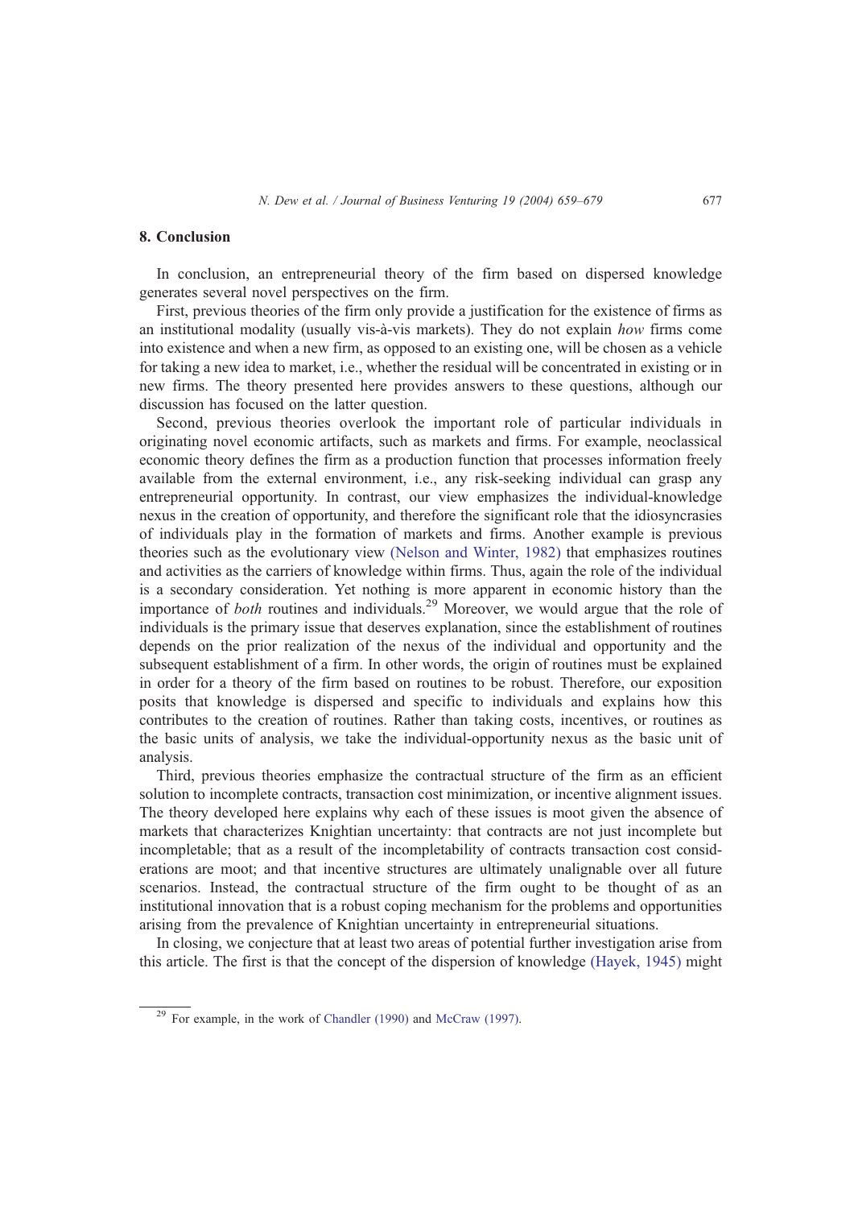## 8. Conclusion

In conclusion, an entrepreneurial theory of the firm based on dispersed knowledge generates several novel perspectives on the firm.

First, previous theories of the firm only provide a justification for the existence of firms as an institutional modality (usually vis-à-vis markets). They do not explain *how* firms come into existence and when a new firm, as opposed to an existing one, will be chosen as a vehicle for taking a new idea to market, i.e., whether the residual will be concentrated in existing or in new firms. The theory presented here provides answers to these questions, although our discussion has focused on the latter question.

Second, previous theories overlook the important role of particular individuals in originating novel economic artifacts, such as markets and firms. For example, neoclassical economic theory defines the firm as a production function that processes information freely available from the external environment, i.e., any risk-seeking individual can grasp any entrepreneurial opportunity. In contrast, our view emphasizes the individual-knowledge nexus in the creation of opportunity, and therefore the significant role that the idiosyncrasies of individuals play in the formation of markets and firms. Another example is previous theories such as the evolutionary view (Nelson and Winter, 1982) that emphasizes routines and activities as the carriers of knowledge within firms. Thus, again the role of the individual is a secondary consideration. Yet nothing is more apparent in economic history than the importance of *both* routines and individuals.[29] Moreover, we would argue that the role of individuals is the primary issue that deserves explanation, since the establishment of routines depends on the prior realization of the nexus of the individual and opportunity and the subsequent establishment of a firm. In other words, the origin of routines must be explained in order for a theory of the firm based on routines to be robust. Therefore, our exposition posits that knowledge is dispersed and specific to individuals and explains how this contributes to the creation of routines. Rather than taking costs, incentives, or routines as the basic units of analysis, we take the individual-opportunity nexus as the basic unit of analysis.

Third, previous theories emphasize the contractual structure of the firm as an efficient solution to incomplete contracts, transaction cost minimization, or incentive alignment issues. The theory developed here explains why each of these issues is moot given the absence of markets that characterizes Knightian uncertainty: that contracts are not just incomplete but incompletable; that as a result of the incompletability of contracts transaction cost considerations are moot; and that incentive structures are ultimately unalignable over all future scenarios. Instead, the contractual structure of the firm ought to be thought of as an institutional innovation that is a robust coping mechanism for the problems and opportunities arising from the prevalence of Knightian uncertainty in entrepreneurial situations.

In closing, we conjecture that at least two areas of potential further investigation arise from this article. The first is that the concept of the dispersion of knowledge (Hayek, 1945) might

[29] For example, in the work of Chandler (1990) and McCraw (1997).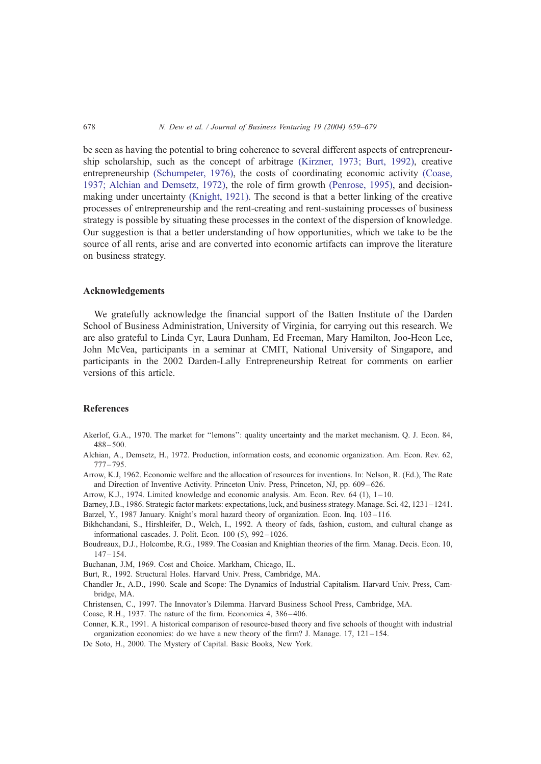be seen as having the potential to bring coherence to several different aspects of entrepreneurship scholarship, such as the concept of arbitrage (Kirzner, 1973; Burt, 1992), creative entrepreneurship (Schumpeter, 1976), the costs of coordinating economic activity (Coase, 1937; Alchian and Demsetz, 1972), the role of firm growth (Penrose, 1995), and decision-making under uncertainty (Knight, 1921). The second is that a better linking of the creative processes of entrepreneurship and the rent-creating and rent-sustaining processes of business strategy is possible by situating these processes in the context of the dispersion of knowledge. Our suggestion is that a better understanding of how opportunities, which we take to be the source of all rents, arise and are converted into economic artifacts can improve the literature on business strategy.

## Acknowledgements

We gratefully acknowledge the financial support of the Batten Institute of the Darden School of Business Administration, University of Virginia, for carrying out this research. We are also grateful to Linda Cyr, Laura Dunham, Ed Freeman, Mary Hamilton, Joo-Heon Lee, John McVea, participants in a seminar at CMIT, National University of Singapore, and participants in the 2002 Darden-Lally Entrepreneurship Retreat for comments on earlier versions of this article.

## References

Akerlof, G.A., 1970. The market for "lemons": quality uncertainty and the market mechanism. Q. J. Econ. 84, 488–500.

Alchian, A., Demsetz, H., 1972. Production, information costs, and economic organization. Am. Econ. Rev. 62, 777–795.

Arrow, K.J, 1962. Economic welfare and the allocation of resources for inventions. In: Nelson, R. (Ed.), The Rate and Direction of Inventive Activity. Princeton Univ. Press, Princeton, NJ, pp. 609–626.

Arrow, K.J., 1974. Limited knowledge and economic analysis. Am. Econ. Rev. 64 (1), 1–10.

Barney, J.B., 1986. Strategic factor markets: expectations, luck, and business strategy. Manage. Sci. 42, 1231–1241.

Barzel, Y., 1987 January. Knight's moral hazard theory of organization. Econ. Inq. 103–116.

Bikhchandani, S., Hirshleifer, D., Welch, I., 1992. A theory of fads, fashion, custom, and cultural change as informational cascades. J. Polit. Econ. 100 (5), 992–1026.

Boudreaux, D.J., Holcombe, R.G., 1989. The Coasian and Knightian theories of the firm. Manag. Decis. Econ. 10, 147–154.

Buchanan, J.M, 1969. Cost and Choice. Markham, Chicago, IL.

Burt, R., 1992. Structural Holes. Harvard Univ. Press, Cambridge, MA.

Chandler Jr., A.D., 1990. Scale and Scope: The Dynamics of Industrial Capitalism. Harvard Univ. Press, Cambridge, MA.

Christensen, C., 1997. The Innovator's Dilemma. Harvard Business School Press, Cambridge, MA.

Coase, R.H., 1937. The nature of the firm. Economica 4, 386–406.

Conner, K.R., 1991. A historical comparison of resource-based theory and five schools of thought with industrial organization economics: do we have a new theory of the firm? J. Manage. 17, 121–154.

De Soto, H., 2000. The Mystery of Capital. Basic Books, New York.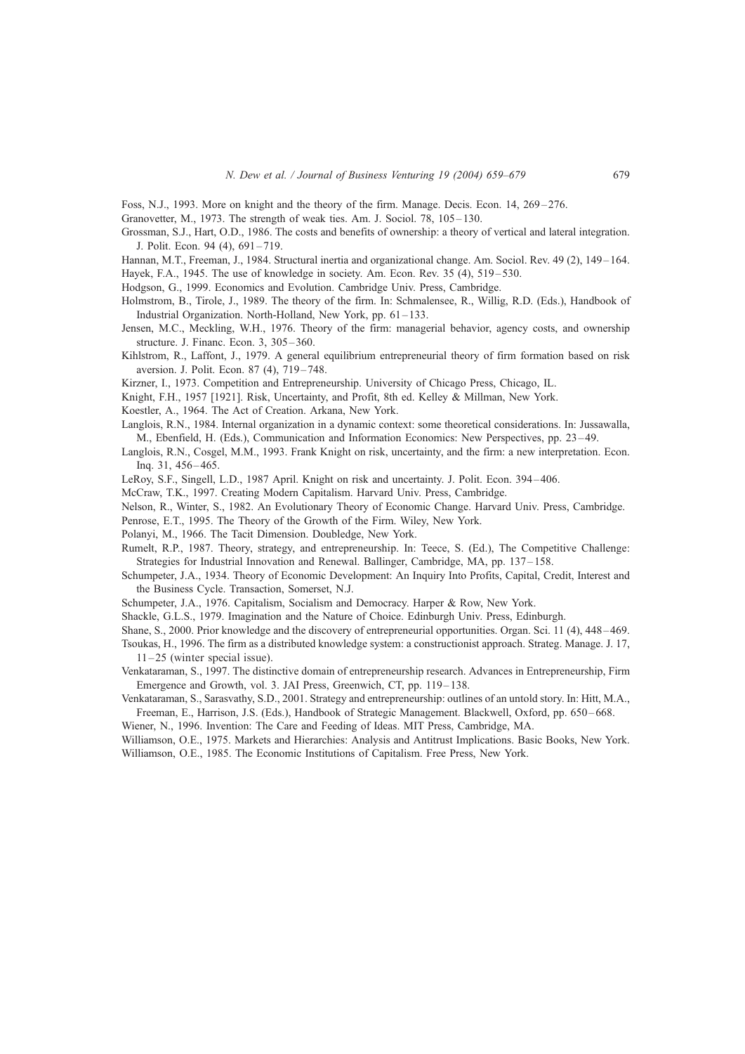Foss, N.J., 1993. More on knight and the theory of the firm. Manage. Decis. Econ. 14, 269–276.

Granovetter, M., 1973. The strength of weak ties. Am. J. Sociol. 78, 105–130.

Grossman, S.J., Hart, O.D., 1986. The costs and benefits of ownership: a theory of vertical and lateral integration. J. Polit. Econ. 94 (4), 691–719.

Hannan, M.T., Freeman, J., 1984. Structural inertia and organizational change. Am. Sociol. Rev. 49 (2), 149–164.

Hayek, F.A., 1945. The use of knowledge in society. Am. Econ. Rev. 35 (4), 519–530.

Hodgson, G., 1999. Economics and Evolution. Cambridge Univ. Press, Cambridge.

Holmstrom, B., Tirole, J., 1989. The theory of the firm. In: Schmalensee, R., Willig, R.D. (Eds.), Handbook of Industrial Organization. North-Holland, New York, pp. 61–133.

Jensen, M.C., Meckling, W.H., 1976. Theory of the firm: managerial behavior, agency costs, and ownership structure. J. Financ. Econ. 3, 305–360.

Kihlstrom, R., Laffont, J., 1979. A general equilibrium entrepreneurial theory of firm formation based on risk aversion. J. Polit. Econ. 87 (4), 719–748.

Kirzner, I., 1973. Competition and Entrepreneurship. University of Chicago Press, Chicago, IL.

Knight, F.H., 1957 [1921]. Risk, Uncertainty, and Profit, 8th ed. Kelley & Millman, New York.

Koestler, A., 1964. The Act of Creation. Arkana, New York.

Langlois, R.N., 1984. Internal organization in a dynamic context: some theoretical considerations. In: Jussawalla, M., Ebenfield, H. (Eds.), Communication and Information Economics: New Perspectives, pp. 23–49.

Langlois, R.N., Cosgel, M.M., 1993. Frank Knight on risk, uncertainty, and the firm: a new interpretation. Econ. Inq. 31, 456–465.

LeRoy, S.F., Singell, L.D., 1987 April. Knight on risk and uncertainty. J. Polit. Econ. 394–406.

McCraw, T.K., 1997. Creating Modern Capitalism. Harvard Univ. Press, Cambridge.

Nelson, R., Winter, S., 1982. An Evolutionary Theory of Economic Change. Harvard Univ. Press, Cambridge.

Penrose, E.T., 1995. The Theory of the Growth of the Firm. Wiley, New York.

Polanyi, M., 1966. The Tacit Dimension. Doubledge, New York.

Rumelt, R.P., 1987. Theory, strategy, and entrepreneurship. In: Teece, S. (Ed.), The Competitive Challenge: Strategies for Industrial Innovation and Renewal. Ballinger, Cambridge, MA, pp. 137–158.

Schumpeter, J.A., 1934. Theory of Economic Development: An Inquiry Into Profits, Capital, Credit, Interest and the Business Cycle. Transaction, Somerset, N.J.

Schumpeter, J.A., 1976. Capitalism, Socialism and Democracy. Harper & Row, New York.

Shackle, G.L.S., 1979. Imagination and the Nature of Choice. Edinburgh Univ. Press, Edinburgh.

Shane, S., 2000. Prior knowledge and the discovery of entrepreneurial opportunities. Organ. Sci. 11 (4), 448–469.

Tsoukas, H., 1996. The firm as a distributed knowledge system: a constructionist approach. Strateg. Manage. J. 17, 11–25 (winter special issue).

Venkataraman, S., 1997. The distinctive domain of entrepreneurship research. Advances in Entrepreneurship, Firm Emergence and Growth, vol. 3. JAI Press, Greenwich, CT, pp. 119–138.

Venkataraman, S., Sarasvathy, S.D., 2001. Strategy and entrepreneurship: outlines of an untold story. In: Hitt, M.A., Freeman, E., Harrison, J.S. (Eds.), Handbook of Strategic Management. Blackwell, Oxford, pp. 650–668.

Wiener, N., 1996. Invention: The Care and Feeding of Ideas. MIT Press, Cambridge, MA.

Williamson, O.E., 1975. Markets and Hierarchies: Analysis and Antitrust Implications. Basic Books, New York.

Williamson, O.E., 1985. The Economic Institutions of Capitalism. Free Press, New York.